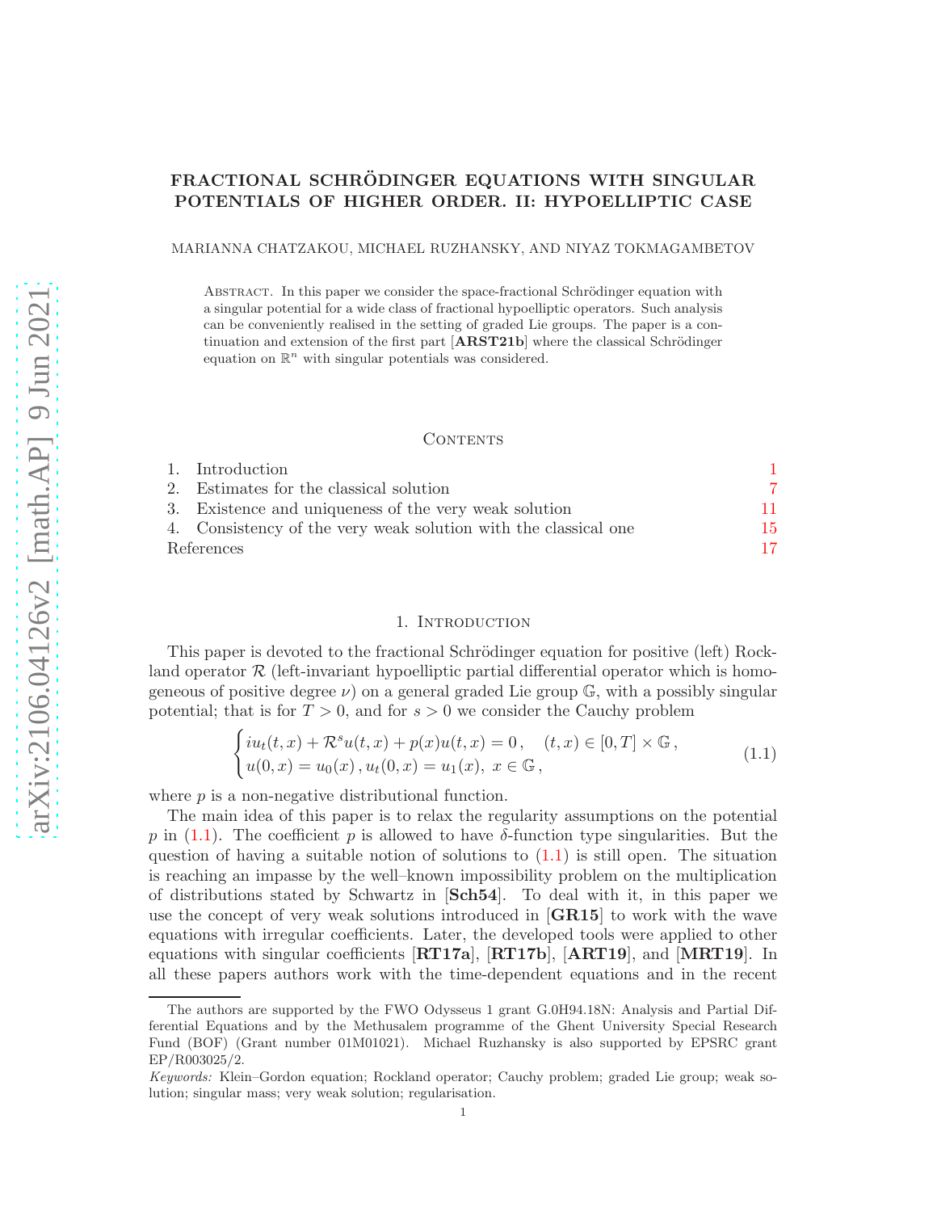# FRACTIONAL SCHRÖDINGER EQUATIONS WITH SINGULAR POTENTIALS OF HIGHER ORDER. II: HYPOELLIPTIC CASE

MARIANNA CHATZAKOU, MICHAEL RUZHANSKY, AND NIYAZ TOKMAGAMBETOV

Abstract. In this paper we consider the space-fractional Schrödinger equation with a singular potential for a wide class of fractional hypoelliptic operators. Such analysis can be conveniently realised in the setting of graded Lie groups. The paper is a continuation and extension of the first part [**ARST21b**] where the classical Schrödinger equation on $\mathbb{R}^n$ with singular potentials was considered.

## Contents

1. Introduction 1
2. Estimates for the classical solution 7
3. Existence and uniqueness of the very weak solution 11
4. Consistency of the very weak solution with the classical one 15

References 17

## 1. Introduction

This paper is devoted to the fractional Schrödinger equation for positive (left) Rockland operator $\mathcal{R}$ (left-invariant hypoelliptic partial differential operator which is homogeneous of positive degree $\nu$) on a general graded Lie group $\mathbb{G}$, with a possibly singular potential; that is for $T > 0$, and for $s > 0$ we consider the Cauchy problem

$$
\begin{cases} iu_t(t,x) + \mathcal{R}^s u(t,x) + p(x)u(t,x) = 0\,, \quad (t,x) \in [0,T] \times \mathbb{G}\,, \\ u(0,x) = u_0(x)\,, u_t(0,x) = u_1(x),\ x \in \mathbb{G}\,, \end{cases} \tag{1.1}
$$

where $p$ is a non-negative distributional function.

The main idea of this paper is to relax the regularity assumptions on the potential $p$ in (1.1). The coefficient $p$ is allowed to have $\delta$-function type singularities. But the question of having a suitable notion of solutions to (1.1) is still open. The situation is reaching an impasse by the well–known impossibility problem on the multiplication of distributions stated by Schwartz in [**Sch54**]. To deal with it, in this paper we use the concept of very weak solutions introduced in [**GR15**] to work with the wave equations with irregular coefficients. Later, the developed tools were applied to other equations with singular coefficients [**RT17a**], [**RT17b**], [**ART19**], and [**MRT19**]. In all these papers authors work with the time-dependent equations and in the recent

The authors are supported by the FWO Odysseus 1 grant G.0H94.18N: Analysis and Partial Differential Equations and by the Methusalem programme of the Ghent University Special Research Fund (BOF) (Grant number 01M01021). Michael Ruzhansky is also supported by EPSRC grant EP/R003025/2.

*Keywords:* Klein–Gordon equation; Rockland operator; Cauchy problem; graded Lie group; weak solution; singular mass; very weak solution; regularisation.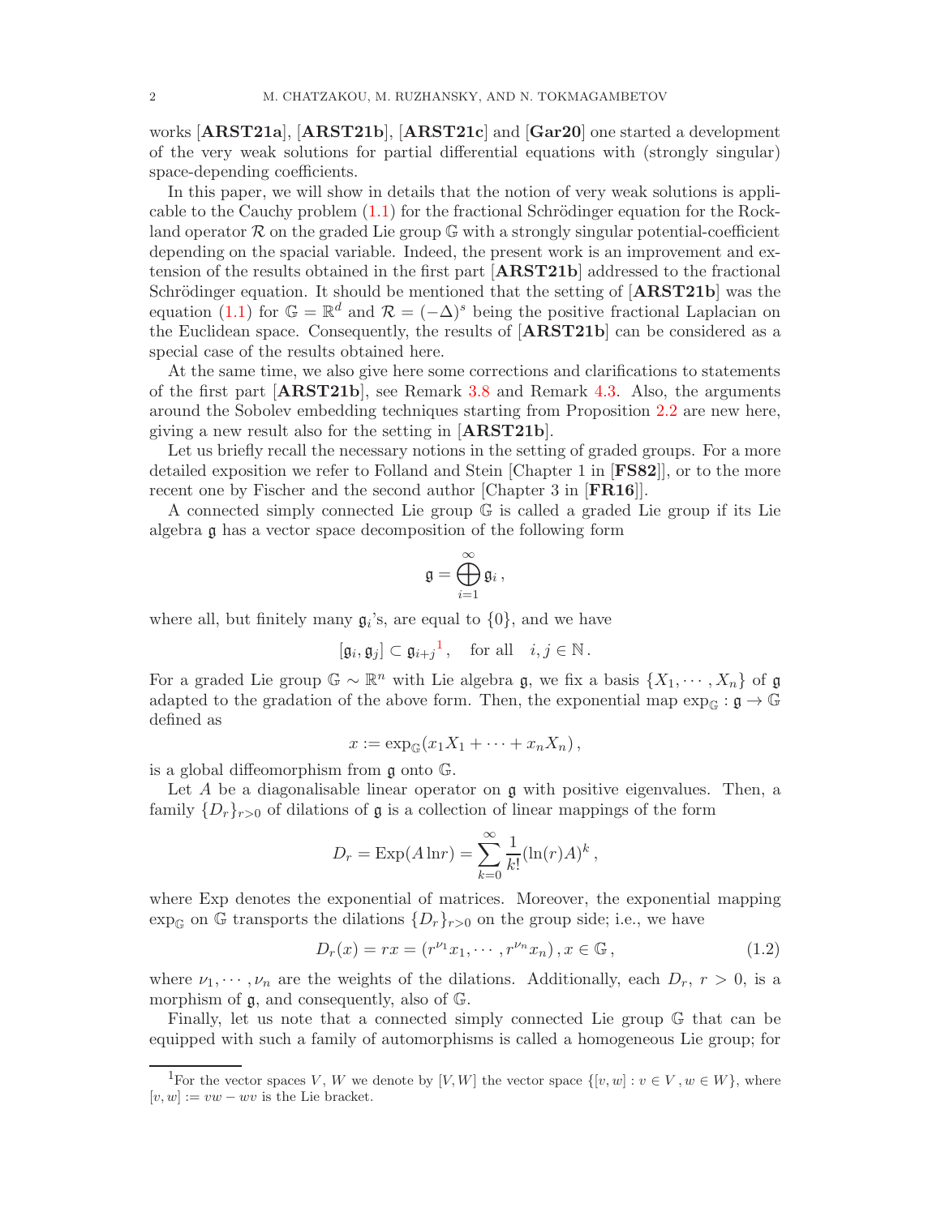works [**ARST21a**], [**ARST21b**], [**ARST21c**] and [**Gar20**] one started a development of the very weak solutions for partial differential equations with (strongly singular) space-depending coefficients.

In this paper, we will show in details that the notion of very weak solutions is applicable to the Cauchy problem (1.1) for the fractional Schrödinger equation for the Rockland operator $\mathcal{R}$ on the graded Lie group $\mathbb{G}$ with a strongly singular potential-coefficient depending on the spacial variable. Indeed, the present work is an improvement and extension of the results obtained in the first part [**ARST21b**] addressed to the fractional Schrödinger equation. It should be mentioned that the setting of [**ARST21b**] was the equation (1.1) for $\mathbb{G} = \mathbb{R}^d$ and $\mathcal{R} = (-\Delta)^s$ being the positive fractional Laplacian on the Euclidean space. Consequently, the results of [**ARST21b**] can be considered as a special case of the results obtained here.

At the same time, we also give here some corrections and clarifications to statements of the first part [**ARST21b**], see Remark 3.8 and Remark 4.3. Also, the arguments around the Sobolev embedding techniques starting from Proposition 2.2 are new here, giving a new result also for the setting in [**ARST21b**].

Let us briefly recall the necessary notions in the setting of graded groups. For a more detailed exposition we refer to Folland and Stein [Chapter 1 in [**FS82**]], or to the more recent one by Fischer and the second author [Chapter 3 in [**FR16**]].

A connected simply connected Lie group $\mathbb{G}$ is called a graded Lie group if its Lie algebra $\mathfrak{g}$ has a vector space decomposition of the following form

$$\mathfrak{g} = \bigoplus_{i=1}^{\infty} \mathfrak{g}_i \,,$$

where all, but finitely many $\mathfrak{g}_i$'s, are equal to $\{0\}$, and we have

$$[\mathfrak{g}_i, \mathfrak{g}_j] \subset \mathfrak{g}_{i+j}\text{[1]}, \quad \text{for all} \quad i, j \in \mathbb{N} \,.$$

For a graded Lie group $\mathbb{G} \sim \mathbb{R}^n$ with Lie algebra $\mathfrak{g}$, we fix a basis $\{X_1, \cdots, X_n\}$ of $\mathfrak{g}$ adapted to the gradation of the above form. Then, the exponential map $\exp_{\mathbb{G}} : \mathfrak{g} \to \mathbb{G}$ defined as

$$x := \exp_{\mathbb{G}}(x_1 X_1 + \cdots + x_n X_n) \,,$$

is a global diffeomorphism from $\mathfrak{g}$ onto $\mathbb{G}$.

Let $A$ be a diagonalisable linear operator on $\mathfrak{g}$ with positive eigenvalues. Then, a family $\{D_r\}_{r>0}$ of dilations of $\mathfrak{g}$ is a collection of linear mappings of the form

$$D_r = \mathrm{Exp}(A \ln r) = \sum_{k=0}^{\infty} \frac{1}{k!} (\ln(r) A)^k \,,$$

where Exp denotes the exponential of matrices. Moreover, the exponential mapping $\exp_{\mathbb{G}}$ on $\mathbb{G}$ transports the dilations $\{D_r\}_{r>0}$ on the group side; i.e., we have

$$D_r(x) = rx = (r^{\nu_1} x_1, \cdots, r^{\nu_n} x_n) \,, x \in \mathbb{G} \,, \tag{1.2}$$

where $\nu_1, \cdots, \nu_n$ are the weights of the dilations. Additionally, each $D_r$, $r > 0$, is a morphism of $\mathfrak{g}$, and consequently, also of $\mathbb{G}$.

Finally, let us note that a connected simply connected Lie group $\mathbb{G}$ that can be equipped with such a family of automorphisms is called a homogeneous Lie group; for

---

[1] For the vector spaces $V$, $W$ we denote by $[V, W]$ the vector space $\{[v, w] : v \in V, w \in W\}$, where $[v, w] := vw - wv$ is the Lie bracket.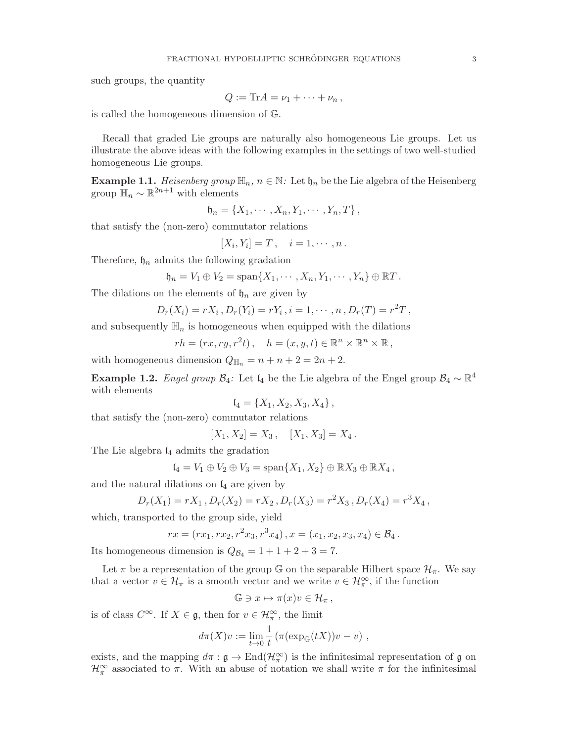such groups, the quantity

$$Q := \mathrm{Tr}A = \nu_1 + \cdots + \nu_n \,,$$

is called the homogeneous dimension of $\mathbb{G}$.

Recall that graded Lie groups are naturally also homogeneous Lie groups. Let us illustrate the above ideas with the following examples in the settings of two well-studied homogeneous Lie groups.

**Example 1.1.** *Heisenberg group $\mathbb{H}_n$, $n \in \mathbb{N}$:* Let $\mathfrak{h}_n$ be the Lie algebra of the Heisenberg group $\mathbb{H}_n \sim \mathbb{R}^{2n+1}$ with elements

$$\mathfrak{h}_n = \{X_1, \cdots, X_n, Y_1, \cdots, Y_n, T\} \,,$$

that satisfy the (non-zero) commutator relations

$$[X_i, Y_i] = T \,, \quad i = 1, \cdots, n \,.$$

Therefore, $\mathfrak{h}_n$ admits the following gradation

$$\mathfrak{h}_n = V_1 \oplus V_2 = \mathrm{span}\{X_1, \cdots, X_n, Y_1, \cdots, Y_n\} \oplus \mathbb{R}T \,.$$

The dilations on the elements of $\mathfrak{h}_n$ are given by

$$D_r(X_i) = rX_i \,, D_r(Y_i) = rY_i \,, i = 1, \cdots, n \,, D_r(T) = r^2 T \,,$$

and subsequently $\mathbb{H}_n$ is homogeneous when equipped with the dilations

$$rh = (rx, ry, r^2 t) \,, \quad h = (x, y, t) \in \mathbb{R}^n \times \mathbb{R}^n \times \mathbb{R} \,,$$

with homogeneous dimension $Q_{\mathbb{H}_n} = n + n + 2 = 2n + 2$.

**Example 1.2.** *Engel group $\mathcal{B}_4$:* Let $\mathfrak{l}_4$ be the Lie algebra of the Engel group $\mathcal{B}_4 \sim \mathbb{R}^4$ with elements

$$\mathfrak{l}_4 = \{X_1, X_2, X_3, X_4\} \,,$$

that satisfy the (non-zero) commutator relations

$$[X_1, X_2] = X_3 \,, \quad [X_1, X_3] = X_4 \,.$$

The Lie algebra $\mathfrak{l}_4$ admits the gradation

$$\mathfrak{l}_4 = V_1 \oplus V_2 \oplus V_3 = \mathrm{span}\{X_1, X_2\} \oplus \mathbb{R}X_3 \oplus \mathbb{R}X_4 \,,$$

and the natural dilations on $\mathfrak{l}_4$ are given by

$$D_r(X_1) = rX_1 \,, D_r(X_2) = rX_2 \,, D_r(X_3) = r^2 X_3 \,, D_r(X_4) = r^3 X_4 \,,$$

which, transported to the group side, yield

$$rx = (rx_1, rx_2, r^2 x_3, r^3 x_4) \,, x = (x_1, x_2, x_3, x_4) \in \mathcal{B}_4 \,.$$

Its homogeneous dimension is $Q_{\mathcal{B}_4} = 1 + 1 + 2 + 3 = 7$.

Let $\pi$ be a representation of the group $\mathbb{G}$ on the separable Hilbert space $\mathcal{H}_\pi$. We say that a vector $v \in \mathcal{H}_\pi$ is a smooth vector and we write $v \in \mathcal{H}_\pi^\infty$, if the function

$$\mathbb{G} \ni x \mapsto \pi(x)v \in \mathcal{H}_\pi \,,$$

is of class $C^\infty$. If $X \in \mathfrak{g}$, then for $v \in \mathcal{H}_\pi^\infty$, the limit

$$d\pi(X)v := \lim_{t \to 0} \frac{1}{t} \left( \pi(\exp_{\mathbb{G}}(tX))v - v \right) \,,$$

exists, and the mapping $d\pi : \mathfrak{g} \to \mathrm{End}(\mathcal{H}_\pi^\infty)$ is the infinitesimal representation of $\mathfrak{g}$ on $\mathcal{H}_\pi^\infty$ associated to $\pi$. With an abuse of notation we shall write $\pi$ for the infinitesimal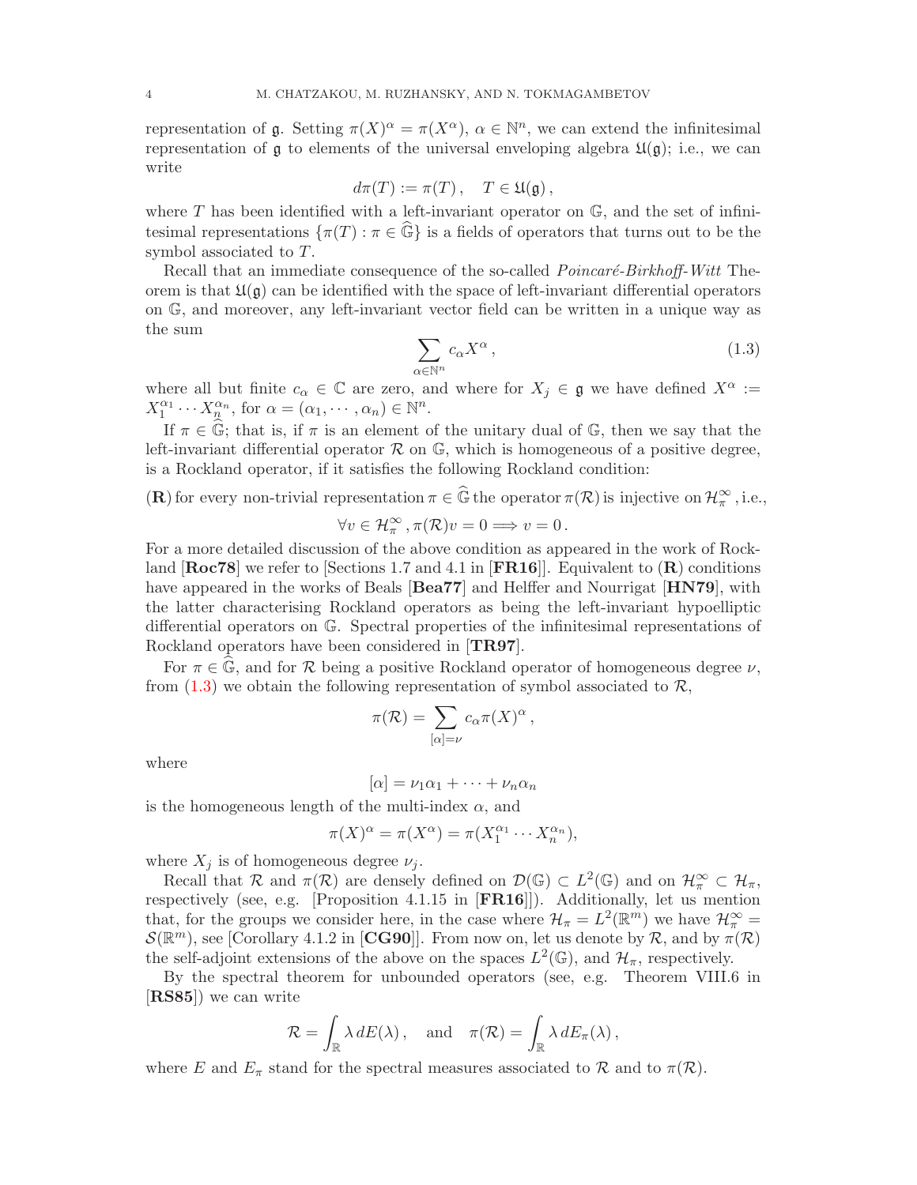representation of $\mathfrak{g}$. Setting $\pi(X)^\alpha = \pi(X^\alpha)$, $\alpha \in \mathbb{N}^n$, we can extend the infinitesimal representation of $\mathfrak{g}$ to elements of the universal enveloping algebra $\mathfrak{U}(\mathfrak{g})$; i.e., we can write

$$d\pi(T) := \pi(T)\,, \quad T \in \mathfrak{U}(\mathfrak{g})\,,$$

where $T$ has been identified with a left-invariant operator on $\mathbb{G}$, and the set of infinitesimal representations $\{\pi(T) : \pi \in \widehat{\mathbb{G}}\}$ is a fields of operators that turns out to be the symbol associated to $T$.

Recall that an immediate consequence of the so-called *Poincaré-Birkhoff-Witt* Theorem is that $\mathfrak{U}(\mathfrak{g})$ can be identified with the space of left-invariant differential operators on $\mathbb{G}$, and moreover, any left-invariant vector field can be written in a unique way as the sum

$$\sum_{\alpha \in \mathbb{N}^n} c_\alpha X^\alpha\,, \tag{1.3}$$

where all but finite $c_\alpha \in \mathbb{C}$ are zero, and where for $X_j \in \mathfrak{g}$ we have defined $X^\alpha := X_1^{\alpha_1} \cdots X_n^{\alpha_n}$, for $\alpha = (\alpha_1, \cdots, \alpha_n) \in \mathbb{N}^n$.

If $\pi \in \widehat{\mathbb{G}}$; that is, if $\pi$ is an element of the unitary dual of $\mathbb{G}$, then we say that the left-invariant differential operator $\mathcal{R}$ on $\mathbb{G}$, which is homogeneous of a positive degree, is a Rockland operator, if it satisfies the following Rockland condition:

(**R**) for every non-trivial representation $\pi \in \widehat{\mathbb{G}}$ the operator $\pi(\mathcal{R})$ is injective on $\mathcal{H}_\pi^\infty$, i.e.,

$$\forall v \in \mathcal{H}_\pi^\infty\,, \pi(\mathcal{R})v = 0 \Longrightarrow v = 0\,.$$

For a more detailed discussion of the above condition as appeared in the work of Rockland [**Roc78**] we refer to [Sections 1.7 and 4.1 in [**FR16**]]. Equivalent to (**R**) conditions have appeared in the works of Beals [**Bea77**] and Helffer and Nourrigat [**HN79**], with the latter characterising Rockland operators as being the left-invariant hypoelliptic differential operators on $\mathbb{G}$. Spectral properties of the infinitesimal representations of Rockland operators have been considered in [**TR97**].

For $\pi \in \widehat{\mathbb{G}}$, and for $\mathcal{R}$ being a positive Rockland operator of homogeneous degree $\nu$, from (1.3) we obtain the following representation of symbol associated to $\mathcal{R}$,

$$\pi(\mathcal{R}) = \sum_{[\alpha]=\nu} c_\alpha \pi(X)^\alpha\,,$$

where

$$[\alpha] = \nu_1\alpha_1 + \cdots + \nu_n\alpha_n$$

is the homogeneous length of the multi-index $\alpha$, and

$$\pi(X)^\alpha = \pi(X^\alpha) = \pi(X_1^{\alpha_1} \cdots X_n^{\alpha_n}),$$

where $X_j$ is of homogeneous degree $\nu_j$.

Recall that $\mathcal{R}$ and $\pi(\mathcal{R})$ are densely defined on $\mathcal{D}(\mathbb{G}) \subset L^2(\mathbb{G})$ and on $\mathcal{H}_\pi^\infty \subset \mathcal{H}_\pi$, respectively (see, e.g. [Proposition 4.1.15 in [**FR16**]]). Additionally, let us mention that, for the groups we consider here, in the case where $\mathcal{H}_\pi = L^2(\mathbb{R}^m)$ we have $\mathcal{H}_\pi^\infty = \mathcal{S}(\mathbb{R}^m)$, see [Corollary 4.1.2 in [**CG90**]]. From now on, let us denote by $\mathcal{R}$, and by $\pi(\mathcal{R})$ the self-adjoint extensions of the above on the spaces $L^2(\mathbb{G})$, and $\mathcal{H}_\pi$, respectively.

By the spectral theorem for unbounded operators (see, e.g. Theorem VIII.6 in [**RS85**]) we can write

$$\mathcal{R} = \int_{\mathbb{R}} \lambda\, dE(\lambda)\,, \quad \text{and} \quad \pi(\mathcal{R}) = \int_{\mathbb{R}} \lambda\, dE_\pi(\lambda)\,,$$

where $E$ and $E_\pi$ stand for the spectral measures associated to $\mathcal{R}$ and to $\pi(\mathcal{R})$.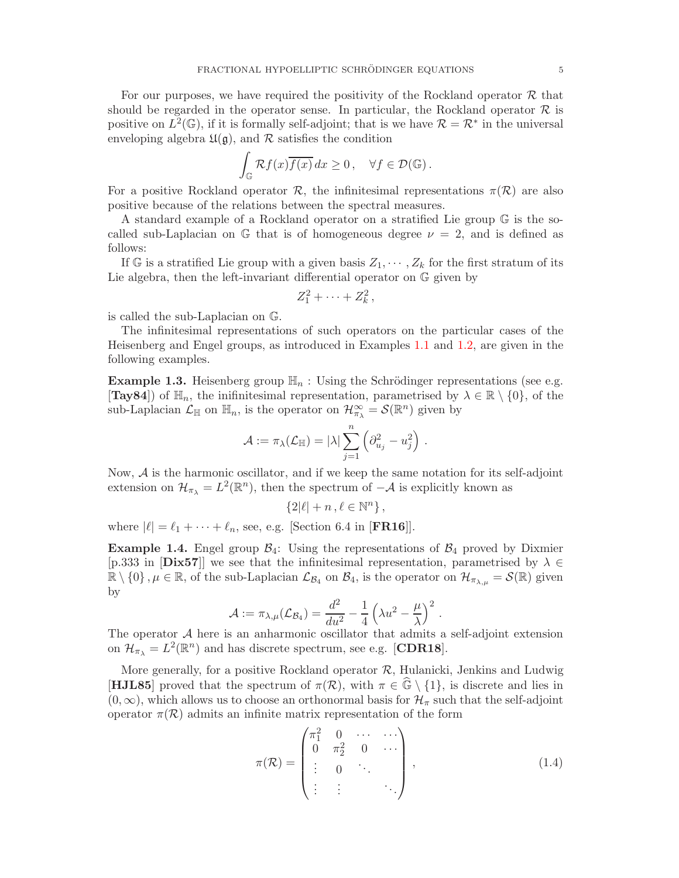For our purposes, we have required the positivity of the Rockland operator $\mathcal{R}$ that should be regarded in the operator sense. In particular, the Rockland operator $\mathcal{R}$ is positive on $L^2(\mathbb{G})$, if it is formally self-adjoint; that is we have $\mathcal{R} = \mathcal{R}^*$ in the universal enveloping algebra $\mathfrak{U}(\mathfrak{g})$, and $\mathcal{R}$ satisfies the condition

$$\int_{\mathbb{G}} \mathcal{R}f(x)\overline{f(x)}\,dx \geq 0\,, \quad \forall f \in \mathcal{D}(\mathbb{G})\,.$$

For a positive Rockland operator $\mathcal{R}$, the infinitesimal representations $\pi(\mathcal{R})$ are also positive because of the relations between the spectral measures.

A standard example of a Rockland operator on a stratified Lie group $\mathbb{G}$ is the so-called sub-Laplacian on $\mathbb{G}$ that is of homogeneous degree $\nu = 2$, and is defined as follows:

If $\mathbb{G}$ is a stratified Lie group with a given basis $Z_1, \cdots, Z_k$ for the first stratum of its Lie algebra, then the left-invariant differential operator on $\mathbb{G}$ given by

$$Z_1^2 + \cdots + Z_k^2\,,$$

is called the sub-Laplacian on $\mathbb{G}$.

The infinitesimal representations of such operators on the particular cases of the Heisenberg and Engel groups, as introduced in Examples 1.1 and 1.2, are given in the following examples.

**Example 1.3.** Heisenberg group $\mathbb{H}_n$ : Using the Schrödinger representations (see e.g. [**Tay84**]) of $\mathbb{H}_n$, the inifinitesimal representation, parametrised by $\lambda \in \mathbb{R} \setminus \{0\}$, of the sub-Laplacian $\mathcal{L}_{\mathbb{H}}$ on $\mathbb{H}_n$, is the operator on $\mathcal{H}_{\pi_\lambda}^\infty = \mathcal{S}(\mathbb{R}^n)$ given by

$$\mathcal{A} := \pi_\lambda(\mathcal{L}_{\mathbb{H}}) = |\lambda| \sum_{j=1}^n \left(\partial_{u_j}^2 - u_j^2\right)\,.$$

Now, $\mathcal{A}$ is the harmonic oscillator, and if we keep the same notation for its self-adjoint extension on $\mathcal{H}_{\pi_\lambda} = L^2(\mathbb{R}^n)$, then the spectrum of $-\mathcal{A}$ is explicitly known as

$$\{2|\ell| + n\,, \ell \in \mathbb{N}^n\}\,,$$

where $|\ell| = \ell_1 + \cdots + \ell_n$, see, e.g. [Section 6.4 in [**FR16**]].

**Example 1.4.** Engel group $\mathcal{B}_4$: Using the representations of $\mathcal{B}_4$ proved by Dixmier [p.333 in [**Dix57**]] we see that the infinitesimal representation, parametrised by $\lambda \in \mathbb{R} \setminus \{0\}\,, \mu \in \mathbb{R}$, of the sub-Laplacian $\mathcal{L}_{\mathcal{B}_4}$ on $\mathcal{B}_4$, is the operator on $\mathcal{H}_{\pi_{\lambda,\mu}} = \mathcal{S}(\mathbb{R})$ given by

$$\mathcal{A} := \pi_{\lambda,\mu}(\mathcal{L}_{\mathcal{B}_4}) = \frac{d^2}{du^2} - \frac{1}{4}\left(\lambda u^2 - \frac{\mu}{\lambda}\right)^2\,.$$

The operator $\mathcal{A}$ here is an anharmonic oscillator that admits a self-adjoint extension on $\mathcal{H}_{\pi_\lambda} = L^2(\mathbb{R}^n)$ and has discrete spectrum, see e.g. [**CDR18**].

More generally, for a positive Rockland operator $\mathcal{R}$, Hulanicki, Jenkins and Ludwig [**HJL85**] proved that the spectrum of $\pi(\mathcal{R})$, with $\pi \in \widehat{\mathbb{G}} \setminus \{1\}$, is discrete and lies in $(0, \infty)$, which allows us to choose an orthonormal basis for $\mathcal{H}_\pi$ such that the self-adjoint operator $\pi(\mathcal{R})$ admits an infinite matrix representation of the form

$$\pi(\mathcal{R}) = \begin{pmatrix} \pi_1^2 & 0 & \cdots & \cdots \\ 0 & \pi_2^2 & 0 & \cdots \\ \vdots & 0 & \ddots & \\ \vdots & \vdots & & \ddots \end{pmatrix}\,, \tag{1.4}$$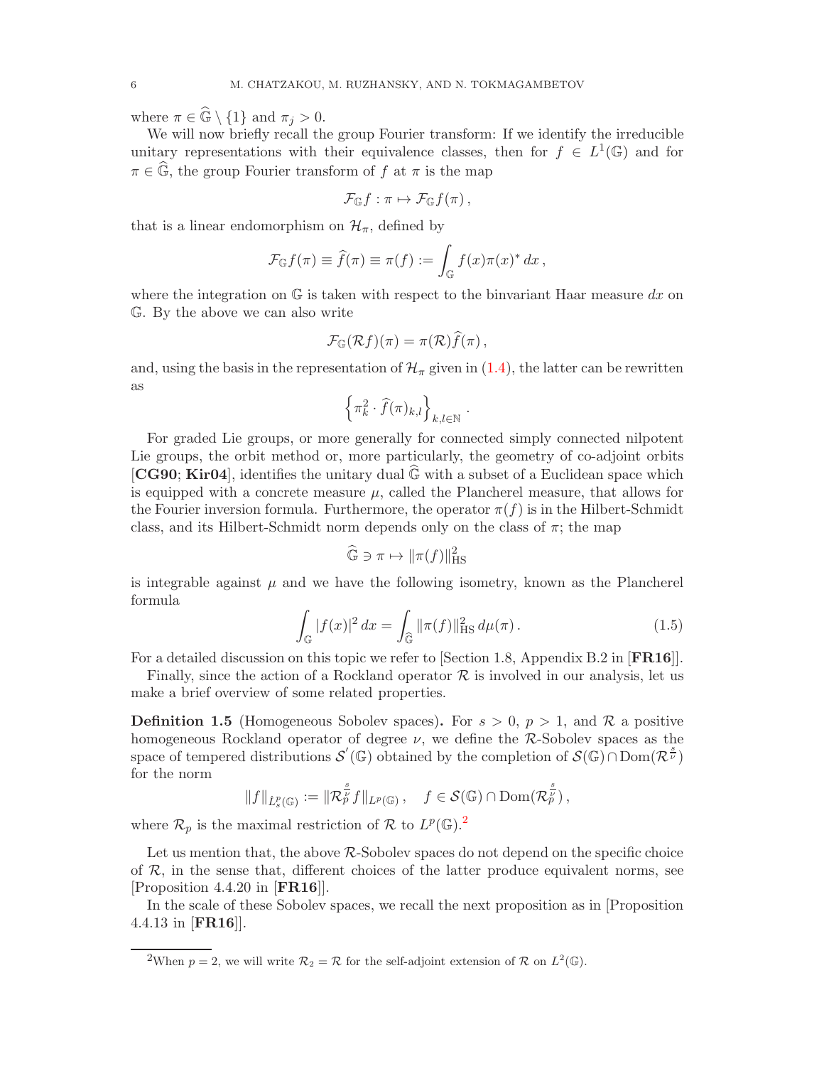where $\pi \in \widehat{\mathbb{G}} \setminus \{1\}$ and $\pi_j > 0$.

We will now briefly recall the group Fourier transform: If we identify the irreducible unitary representations with their equivalence classes, then for $f \in L^1(\mathbb{G})$ and for $\pi \in \widehat{\mathbb{G}}$, the group Fourier transform of $f$ at $\pi$ is the map

$$\mathcal{F}_{\mathbb{G}} f : \pi \mapsto \mathcal{F}_{\mathbb{G}} f(\pi) \,,$$

that is a linear endomorphism on $\mathcal{H}_\pi$, defined by

$$\mathcal{F}_{\mathbb{G}} f(\pi) \equiv \widehat{f}(\pi) \equiv \pi(f) := \int_{\mathbb{G}} f(x) \pi(x)^* \, dx \,,$$

where the integration on $\mathbb{G}$ is taken with respect to the binvariant Haar measure $dx$ on $\mathbb{G}$. By the above we can also write

$$\mathcal{F}_{\mathbb{G}}(\mathcal{R} f)(\pi) = \pi(\mathcal{R}) \widehat{f}(\pi) \,,$$

and, using the basis in the representation of $\mathcal{H}_\pi$ given in (1.4), the latter can be rewritten as

$$\left\{ \pi_k^2 \cdot \widehat{f}(\pi)_{k,l} \right\}_{k,l \in \mathbb{N}} .$$

For graded Lie groups, or more generally for connected simply connected nilpotent Lie groups, the orbit method or, more particularly, the geometry of co-adjoint orbits [**CG90**; **Kir04**], identifies the unitary dual $\widehat{\mathbb{G}}$ with a subset of a Euclidean space which is equipped with a concrete measure $\mu$, called the Plancherel measure, that allows for the Fourier inversion formula. Furthermore, the operator $\pi(f)$ is in the Hilbert-Schmidt class, and its Hilbert-Schmidt norm depends only on the class of $\pi$; the map

$$\widehat{\mathbb{G}} \ni \pi \mapsto \|\pi(f)\|_{\text{HS}}^2$$

is integrable against $\mu$ and we have the following isometry, known as the Plancherel formula

$$\int_{\mathbb{G}} |f(x)|^2 \, dx = \int_{\widehat{\mathbb{G}}} \|\pi(f)\|_{\text{HS}}^2 \, d\mu(\pi) \,. \tag{1.5}$$

For a detailed discussion on this topic we refer to [Section 1.8, Appendix B.2 in [**FR16**]].

Finally, since the action of a Rockland operator $\mathcal{R}$ is involved in our analysis, let us make a brief overview of some related properties.

**Definition 1.5** (Homogeneous Sobolev spaces)**.** For $s > 0$, $p > 1$, and $\mathcal{R}$ a positive homogeneous Rockland operator of degree $\nu$, we define the $\mathcal{R}$-Sobolev spaces as the space of tempered distributions $\mathcal{S}'(\mathbb{G})$ obtained by the completion of $\mathcal{S}(\mathbb{G}) \cap \text{Dom}(\mathcal{R}^{\frac{s}{\nu}})$ for the norm

$$\|f\|_{\dot{L}^p_s(\mathbb{G})} := \|\mathcal{R}_p^{\frac{s}{\nu}} f\|_{L^p(\mathbb{G})} \,, \quad f \in \mathcal{S}(\mathbb{G}) \cap \text{Dom}(\mathcal{R}_p^{\frac{s}{\nu}}) \,,$$

where $\mathcal{R}_p$ is the maximal restriction of $\mathcal{R}$ to $L^p(\mathbb{G})$.[2]

Let us mention that, the above $\mathcal{R}$-Sobolev spaces do not depend on the specific choice of $\mathcal{R}$, in the sense that, different choices of the latter produce equivalent norms, see [Proposition 4.4.20 in [**FR16**]].

In the scale of these Sobolev spaces, we recall the next proposition as in [Proposition 4.4.13 in [**FR16**]].

[2]When $p = 2$, we will write $\mathcal{R}_2 = \mathcal{R}$ for the self-adjoint extension of $\mathcal{R}$ on $L^2(\mathbb{G})$.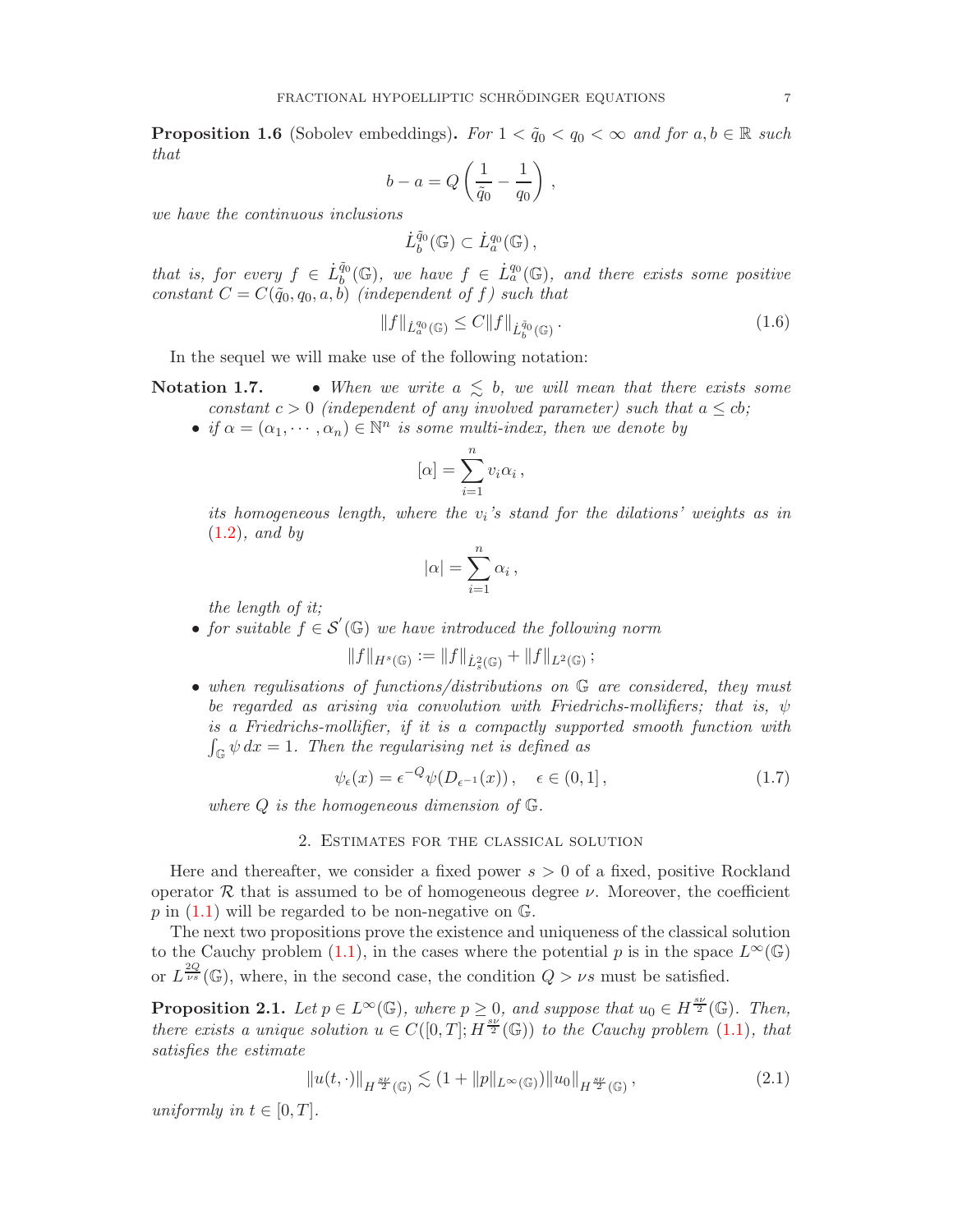**Proposition 1.6** (Sobolev embeddings)**.** *For $1 < \tilde{q}_0 < q_0 < \infty$ and for $a, b \in \mathbb{R}$ such that*

$$b - a = Q\left(\frac{1}{\tilde{q}_0} - \frac{1}{q_0}\right),$$

*we have the continuous inclusions*

$$\dot{L}_b^{\tilde{q}_0}(\mathbb{G}) \subset \dot{L}_a^{q_0}(\mathbb{G}),$$

*that is, for every $f \in \dot{L}_b^{\tilde{q}_0}(\mathbb{G})$, we have $f \in \dot{L}_a^{q_0}(\mathbb{G})$, and there exists some positive constant $C = C(\tilde{q}_0, q_0, a, b)$ (independent of $f$) such that*

$$\|f\|_{\dot{L}_a^{q_0}(\mathbb{G})} \leq C \|f\|_{\dot{L}_b^{\tilde{q}_0}(\mathbb{G})}. \tag{1.6}$$

In the sequel we will make use of the following notation:

**Notation 1.7.**

- *When we write $a \lesssim b$, we will mean that there exists some constant $c > 0$ (independent of any involved parameter) such that $a \leq cb$;*
- *if $\alpha = (\alpha_1, \cdots, \alpha_n) \in \mathbb{N}^n$ is some multi-index, then we denote by*

$$[\alpha] = \sum_{i=1}^{n} v_i \alpha_i,$$

  *its homogeneous length, where the $v_i$'s stand for the dilations' weights as in (1.2), and by*

$$|\alpha| = \sum_{i=1}^{n} \alpha_i,$$

  *the length of it;*
- *for suitable $f \in \mathcal{S}'(\mathbb{G})$ we have introduced the following norm*

$$\|f\|_{H^s(\mathbb{G})} := \|f\|_{\dot{L}_s^2(\mathbb{G})} + \|f\|_{L^2(\mathbb{G})};$$

- *when regulisations of functions/distributions on $\mathbb{G}$ are considered, they must be regarded as arising via convolution with Friedrichs-mollifiers; that is, $\psi$ is a Friedrichs-mollifier, if it is a compactly supported smooth function with $\int_{\mathbb{G}} \psi \, dx = 1$. Then the regularising net is defined as*

$$\psi_\epsilon(x) = \epsilon^{-Q} \psi(D_{\epsilon^{-1}}(x)), \quad \epsilon \in (0, 1], \tag{1.7}$$

  *where $Q$ is the homogeneous dimension of $\mathbb{G}$.*

## 2. Estimates for the classical solution

Here and thereafter, we consider a fixed power $s > 0$ of a fixed, positive Rockland operator $\mathcal{R}$ that is assumed to be of homogeneous degree $\nu$. Moreover, the coefficient $p$ in (1.1) will be regarded to be non-negative on $\mathbb{G}$.

The next two propositions prove the existence and uniqueness of the classical solution to the Cauchy problem (1.1), in the cases where the potential $p$ is in the space $L^\infty(\mathbb{G})$ or $L^{\frac{2Q}{\nu s}}(\mathbb{G})$, where, in the second case, the condition $Q > \nu s$ must be satisfied.

**Proposition 2.1.** *Let $p \in L^\infty(\mathbb{G})$, where $p \geq 0$, and suppose that $u_0 \in H^{\frac{s\nu}{2}}(\mathbb{G})$. Then, there exists a unique solution $u \in C([0, T]; H^{\frac{s\nu}{2}}(\mathbb{G}))$ to the Cauchy problem (1.1), that satisfies the estimate*

$$\|u(t, \cdot)\|_{H^{\frac{s\nu}{2}}(\mathbb{G})} \lesssim (1 + \|p\|_{L^\infty(\mathbb{G})}) \|u_0\|_{H^{\frac{s\nu}{2}}(\mathbb{G})}, \tag{2.1}$$

*uniformly in $t \in [0, T]$.*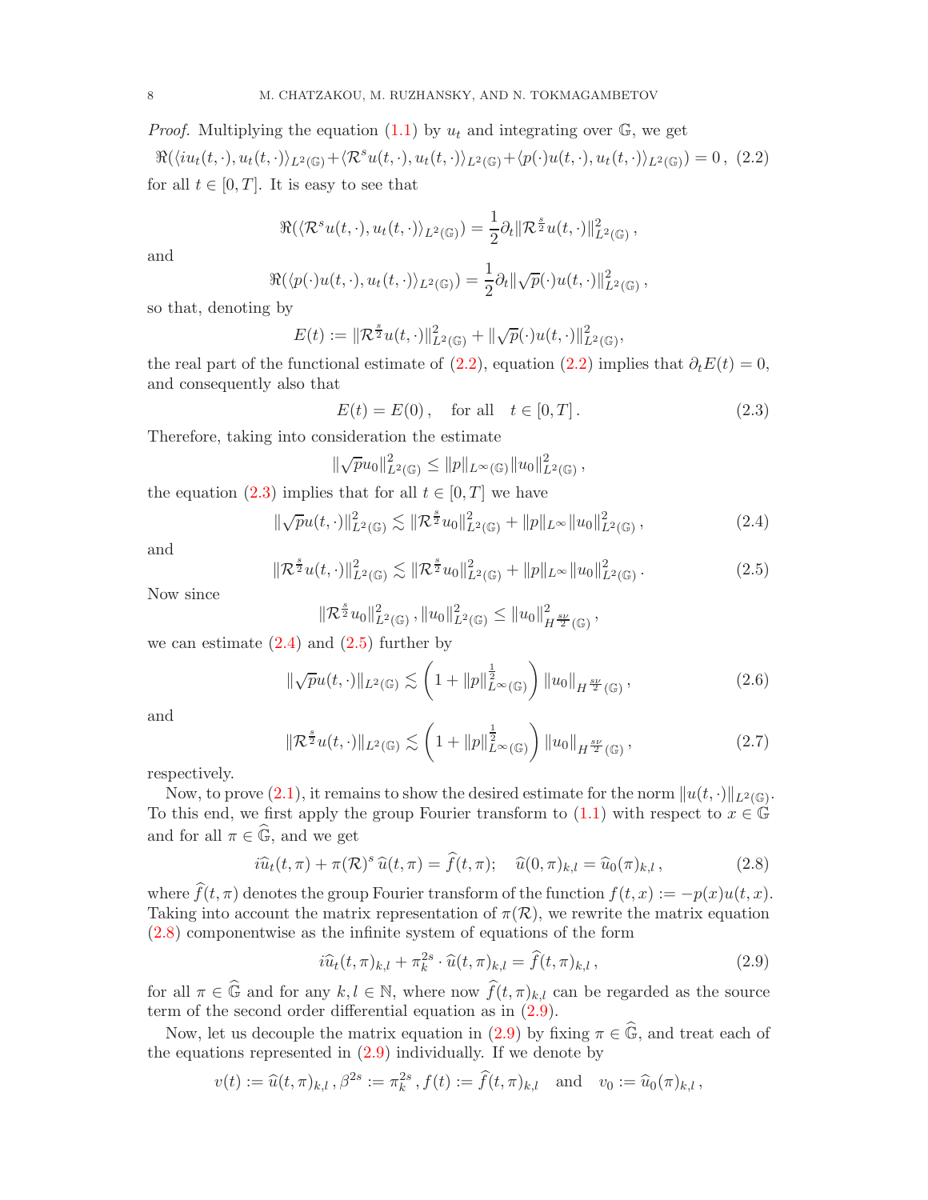*Proof.* Multiplying the equation (1.1) by $u_t$ and integrating over $\mathbb{G}$, we get

$$\Re(\langle iu_t(t,\cdot), u_t(t,\cdot)\rangle_{L^2(\mathbb{G})} + \langle \mathcal{R}^s u(t,\cdot), u_t(t,\cdot)\rangle_{L^2(\mathbb{G})} + \langle p(\cdot)u(t,\cdot), u_t(t,\cdot)\rangle_{L^2(\mathbb{G})}) = 0\,, \quad (2.2)$$

for all $t \in [0,T]$. It is easy to see that

$$\Re(\langle \mathcal{R}^s u(t,\cdot), u_t(t,\cdot)\rangle_{L^2(\mathbb{G})}) = \frac{1}{2}\partial_t \|\mathcal{R}^{\frac{s}{2}} u(t,\cdot)\|^2_{L^2(\mathbb{G})}\,,$$

and

$$\Re(\langle p(\cdot)u(t,\cdot), u_t(t,\cdot)\rangle_{L^2(\mathbb{G})}) = \frac{1}{2}\partial_t \|\sqrt{p}(\cdot)u(t,\cdot)\|^2_{L^2(\mathbb{G})}\,,$$

so that, denoting by

$$E(t) := \|\mathcal{R}^{\frac{s}{2}} u(t,\cdot)\|^2_{L^2(\mathbb{G})} + \|\sqrt{p}(\cdot)u(t,\cdot)\|^2_{L^2(\mathbb{G})},$$

the real part of the functional estimate of (2.2), equation (2.2) implies that $\partial_t E(t) = 0$, and consequently also that

$$E(t) = E(0)\,, \quad \text{for all} \quad t \in [0,T]\,. \quad (2.3)$$

Therefore, taking into consideration the estimate

$$\|\sqrt{p}u_0\|^2_{L^2(\mathbb{G})} \leq \|p\|_{L^\infty(\mathbb{G})}\|u_0\|^2_{L^2(\mathbb{G})}\,,$$

the equation (2.3) implies that for all $t \in [0,T]$ we have

$$\|\sqrt{p}u(t,\cdot)\|^2_{L^2(\mathbb{G})} \lesssim \|\mathcal{R}^{\frac{s}{2}} u_0\|^2_{L^2(\mathbb{G})} + \|p\|_{L^\infty}\|u_0\|^2_{L^2(\mathbb{G})}\,, \quad (2.4)$$

and

$$\|\mathcal{R}^{\frac{s}{2}} u(t,\cdot)\|^2_{L^2(\mathbb{G})} \lesssim \|\mathcal{R}^{\frac{s}{2}} u_0\|^2_{L^2(\mathbb{G})} + \|p\|_{L^\infty}\|u_0\|^2_{L^2(\mathbb{G})}\,. \quad (2.5)$$

Now since

$$\|\mathcal{R}^{\frac{s}{2}} u_0\|^2_{L^2(\mathbb{G})}\,, \|u_0\|^2_{L^2(\mathbb{G})} \leq \|u_0\|^2_{H^{\frac{s\nu}{2}}(\mathbb{G})}\,,$$

we can estimate (2.4) and (2.5) further by

$$\|\sqrt{p}u(t,\cdot)\|_{L^2(\mathbb{G})} \lesssim \left(1 + \|p\|^{\frac{1}{2}}_{L^\infty(\mathbb{G})}\right)\|u_0\|_{H^{\frac{s\nu}{2}}(\mathbb{G})}\,, \quad (2.6)$$

and

$$\|\mathcal{R}^{\frac{s}{2}} u(t,\cdot)\|_{L^2(\mathbb{G})} \lesssim \left(1 + \|p\|^{\frac{1}{2}}_{L^\infty(\mathbb{G})}\right)\|u_0\|_{H^{\frac{s\nu}{2}}(\mathbb{G})}\,, \quad (2.7)$$

respectively.

Now, to prove (2.1), it remains to show the desired estimate for the norm $\|u(t,\cdot)\|_{L^2(\mathbb{G})}$. To this end, we first apply the group Fourier transform to (1.1) with respect to $x \in \mathbb{G}$ and for all $\pi \in \widehat{\mathbb{G}}$, and we get

$$i\widehat{u}_t(t,\pi) + \pi(\mathcal{R})^s\,\widehat{u}(t,\pi) = \widehat{f}(t,\pi); \quad \widehat{u}(0,\pi)_{k,l} = \widehat{u}_0(\pi)_{k,l}\,, \quad (2.8)$$

where $\widehat{f}(t,\pi)$ denotes the group Fourier transform of the function $f(t,x) := -p(x)u(t,x)$. Taking into account the matrix representation of $\pi(\mathcal{R})$, we rewrite the matrix equation (2.8) componentwise as the infinite system of equations of the form

$$i\widehat{u}_t(t,\pi)_{k,l} + \pi_k^{2s}\cdot\widehat{u}(t,\pi)_{k,l} = \widehat{f}(t,\pi)_{k,l}\,, \quad (2.9)$$

for all $\pi \in \widehat{\mathbb{G}}$ and for any $k,l \in \mathbb{N}$, where now $\widehat{f}(t,\pi)_{k,l}$ can be regarded as the source term of the second order differential equation as in (2.9).

Now, let us decouple the matrix equation in (2.9) by fixing $\pi \in \widehat{\mathbb{G}}$, and treat each of the equations represented in (2.9) individually. If we denote by

$$v(t) := \widehat{u}(t,\pi)_{k,l}\,, \beta^{2s} := \pi_k^{2s}\,, f(t) := \widehat{f}(t,\pi)_{k,l} \quad \text{and} \quad v_0 := \widehat{u}_0(\pi)_{k,l}\,,$$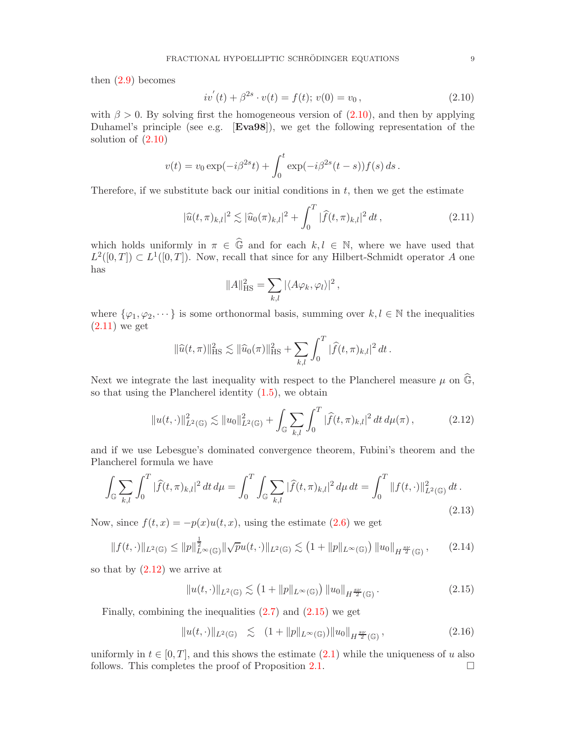then (2.9) becomes

$$
iv^{'}(t) + \beta^{2s} \cdot v(t) = f(t);\, v(0) = v_0\,, \tag{2.10}
$$

with $\beta > 0$. By solving first the homogeneous version of (2.10), and then by applying Duhamel's principle (see e.g. [**Eva98**]), we get the following representation of the solution of (2.10)

$$
v(t) = v_0 \exp(-i\beta^{2s}t) + \int_0^t \exp(-i\beta^{2s}(t-s)) f(s)\, ds\,.
$$

Therefore, if we substitute back our initial conditions in $t$, then we get the estimate

$$
|\widehat{u}(t,\pi)_{k,l}|^2 \lesssim |\widehat{u}_0(\pi)_{k,l}|^2 + \int_0^T |\widehat{f}(t,\pi)_{k,l}|^2\, dt\,, \tag{2.11}
$$

which holds uniformly in $\pi \in \widehat{\mathbb{G}}$ and for each $k, l \in \mathbb{N}$, where we have used that $L^2([0,T]) \subset L^1([0,T])$. Now, recall that since for any Hilbert-Schmidt operator $A$ one has

$$
\|A\|_{\mathrm{HS}}^2 = \sum_{k,l} |\langle A\varphi_k, \varphi_l\rangle|^2\,,
$$

where $\{\varphi_1, \varphi_2, \cdots\}$ is some orthonormal basis, summing over $k, l \in \mathbb{N}$ the inequalities (2.11) we get

$$
\|\widehat{u}(t,\pi)\|_{\mathrm{HS}}^2 \lesssim \|\widehat{u}_0(\pi)\|_{\mathrm{HS}}^2 + \sum_{k,l} \int_0^T |\widehat{f}(t,\pi)_{k,l}|^2\, dt\,.
$$

Next we integrate the last inequality with respect to the Plancherel measure $\mu$ on $\widehat{\mathbb{G}}$, so that using the Plancherel identity (1.5), we obtain

$$
\|u(t,\cdot)\|_{L^2(\mathbb{G})}^2 \lesssim \|u_0\|_{L^2(\mathbb{G})}^2 + \int_{\mathbb{G}} \sum_{k,l} \int_0^T |\widehat{f}(t,\pi)_{k,l}|^2\, dt\, d\mu(\pi)\,, \tag{2.12}
$$

and if we use Lebesgue's dominated convergence theorem, Fubini's theorem and the Plancherel formula we have

$$
\int_{\mathbb{G}} \sum_{k,l} \int_0^T |\widehat{f}(t,\pi)_{k,l}|^2\, dt\, d\mu = \int_0^T \int_{\mathbb{G}} \sum_{k,l} |\widehat{f}(t,\pi)_{k,l}|^2\, d\mu\, dt = \int_0^T \|f(t,\cdot)\|_{L^2(\mathbb{G})}^2\, dt\,. \tag{2.13}
$$

Now, since $f(t,x) = -p(x)u(t,x)$, using the estimate (2.6) we get

$$
\|f(t,\cdot)\|_{L^2(\mathbb{G})} \leq \|p\|_{L^\infty(\mathbb{G})}^{\frac{1}{2}} \|\sqrt{p}u(t,\cdot)\|_{L^2(\mathbb{G})} \lesssim \left(1 + \|p\|_{L^\infty(\mathbb{G})}\right) \|u_0\|_{H^{\frac{s\nu}{2}}(\mathbb{G})}\,, \tag{2.14}
$$

so that by (2.12) we arrive at

$$
\|u(t,\cdot)\|_{L^2(\mathbb{G})} \lesssim \left(1 + \|p\|_{L^\infty(\mathbb{G})}\right) \|u_0\|_{H^{\frac{s\nu}{2}}(\mathbb{G})}\,. \tag{2.15}
$$

Finally, combining the inequalities (2.7) and (2.15) we get

$$
\|u(t,\cdot)\|_{L^2(\mathbb{G})} \lesssim (1 + \|p\|_{L^\infty(\mathbb{G})}) \|u_0\|_{H^{\frac{s\nu}{2}}(\mathbb{G})}\,, \tag{2.16}
$$

uniformly in $t \in [0,T]$, and this shows the estimate (2.1) while the uniqueness of $u$ also follows. This completes the proof of Proposition 2.1. □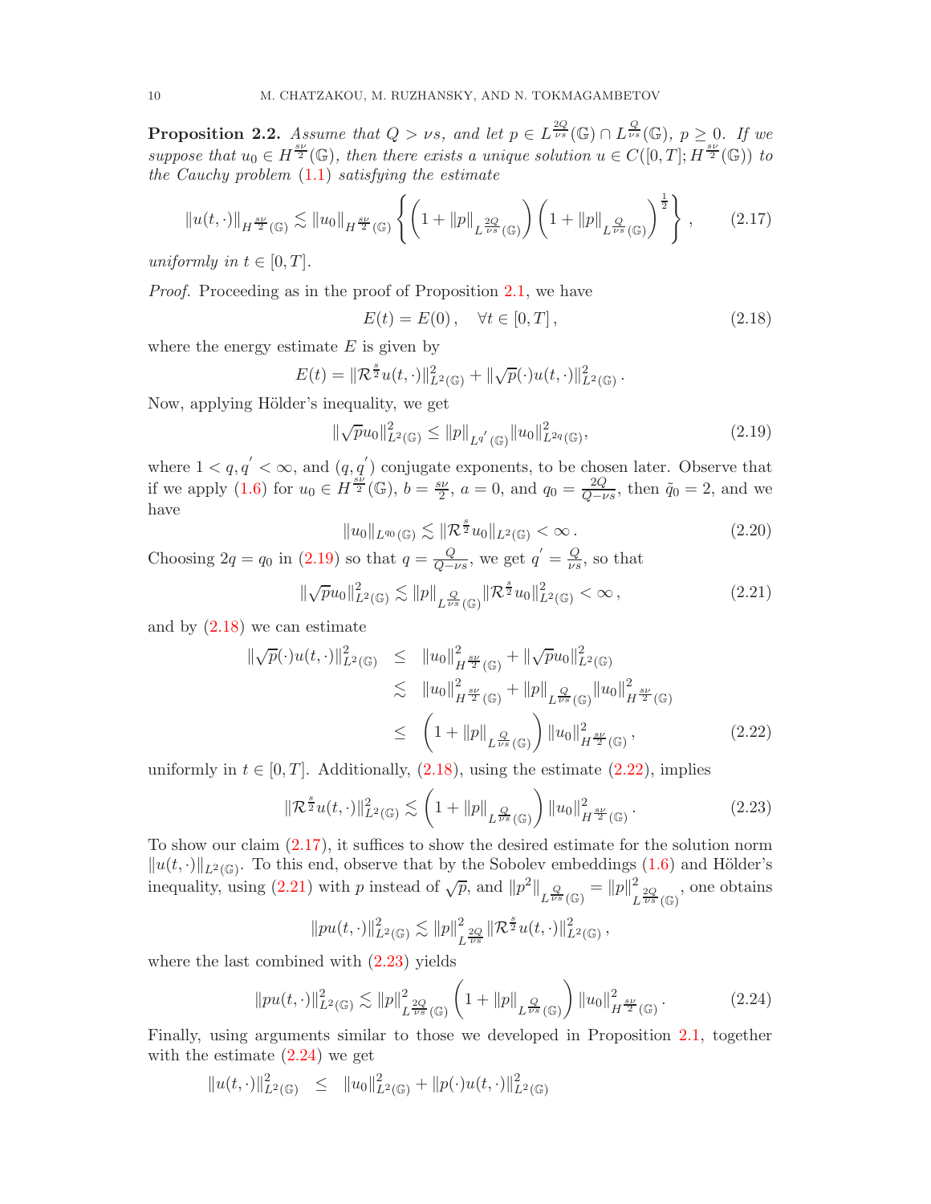**Proposition 2.2.** *Assume that $Q > \nu s$, and let $p \in L^{\frac{2Q}{\nu s}}(\mathbb{G}) \cap L^{\frac{Q}{\nu s}}(\mathbb{G})$, $p \geq 0$. If we suppose that $u_0 \in H^{\frac{s\nu}{2}}(\mathbb{G})$, then there exists a unique solution $u \in C([0,T]; H^{\frac{s\nu}{2}}(\mathbb{G}))$ to the Cauchy problem (1.1) satisfying the estimate*

$$\|u(t,\cdot)\|_{H^{\frac{s\nu}{2}}(\mathbb{G})} \lesssim \|u_0\|_{H^{\frac{s\nu}{2}}(\mathbb{G})} \left\{ \left(1 + \|p\|_{L^{\frac{2Q}{\nu s}}(\mathbb{G})}\right) \left(1 + \|p\|_{L^{\frac{Q}{\nu s}}(\mathbb{G})}\right)^{\frac{1}{2}} \right\}, \tag{2.17}$$

*uniformly in $t \in [0,T]$.*

*Proof.* Proceeding as in the proof of Proposition 2.1, we have

$$E(t) = E(0), \quad \forall t \in [0,T], \tag{2.18}$$

where the energy estimate $E$ is given by

$$E(t) = \|\mathcal{R}^{\frac{s}{2}} u(t,\cdot)\|^2_{L^2(\mathbb{G})} + \|\sqrt{p}(\cdot) u(t,\cdot)\|^2_{L^2(\mathbb{G})}.$$

Now, applying Hölder's inequality, we get

$$\|\sqrt{p} u_0\|^2_{L^2(\mathbb{G})} \leq \|p\|_{L^{q'}(\mathbb{G})} \|u_0\|^2_{L^{2q}(\mathbb{G})}, \tag{2.19}$$

where $1 < q, q' < \infty$, and $(q, q')$ conjugate exponents, to be chosen later. Observe that if we apply (1.6) for $u_0 \in H^{\frac{s\nu}{2}}(\mathbb{G})$, $b = \frac{s\nu}{2}$, $a = 0$, and $q_0 = \frac{2Q}{Q - \nu s}$, then $\tilde{q}_0 = 2$, and we have

$$\|u_0\|_{L^{q_0}(\mathbb{G})} \lesssim \|\mathcal{R}^{\frac{s}{2}} u_0\|_{L^2(\mathbb{G})} < \infty. \tag{2.20}$$

Choosing $2q = q_0$ in (2.19) so that $q = \frac{Q}{Q - \nu s}$, we get $q' = \frac{Q}{\nu s}$, so that

$$\|\sqrt{p} u_0\|^2_{L^2(\mathbb{G})} \lesssim \|p\|_{L^{\frac{Q}{\nu s}}(\mathbb{G})} \|\mathcal{R}^{\frac{s}{2}} u_0\|^2_{L^2(\mathbb{G})} < \infty, \tag{2.21}$$

and by (2.18) we can estimate

$$\begin{aligned}
\|\sqrt{p}(\cdot) u(t,\cdot)\|^2_{L^2(\mathbb{G})} &\leq \|u_0\|^2_{H^{\frac{s\nu}{2}}(\mathbb{G})} + \|\sqrt{p} u_0\|^2_{L^2(\mathbb{G})} \\
&\lesssim \|u_0\|^2_{H^{\frac{s\nu}{2}}(\mathbb{G})} + \|p\|_{L^{\frac{Q}{\nu s}}(\mathbb{G})} \|u_0\|^2_{H^{\frac{s\nu}{2}}(\mathbb{G})} \\
&\leq \left(1 + \|p\|_{L^{\frac{Q}{\nu s}}(\mathbb{G})}\right) \|u_0\|^2_{H^{\frac{s\nu}{2}}(\mathbb{G})},
\end{aligned} \tag{2.22}$$

uniformly in $t \in [0,T]$. Additionally, (2.18), using the estimate (2.22), implies

$$\|\mathcal{R}^{\frac{s}{2}} u(t,\cdot)\|^2_{L^2(\mathbb{G})} \lesssim \left(1 + \|p\|_{L^{\frac{Q}{\nu s}}(\mathbb{G})}\right) \|u_0\|^2_{H^{\frac{s\nu}{2}}(\mathbb{G})}. \tag{2.23}$$

To show our claim (2.17), it suffices to show the desired estimate for the solution norm $\|u(t,\cdot)\|_{L^2(\mathbb{G})}$. To this end, observe that by the Sobolev embeddings (1.6) and Hölder's inequality, using (2.21) with $p$ instead of $\sqrt{p}$, and $\|p^2\|_{L^{\frac{Q}{\nu s}}(\mathbb{G})} = \|p\|^2_{L^{\frac{2Q}{\nu s}}(\mathbb{G})}$, one obtains

$$\|p u(t,\cdot)\|^2_{L^2(\mathbb{G})} \lesssim \|p\|^2_{L^{\frac{2Q}{\nu s}}} \|\mathcal{R}^{\frac{s}{2}} u(t,\cdot)\|^2_{L^2(\mathbb{G})},$$

where the last combined with (2.23) yields

$$\|p u(t,\cdot)\|^2_{L^2(\mathbb{G})} \lesssim \|p\|^2_{L^{\frac{2Q}{\nu s}}(\mathbb{G})} \left(1 + \|p\|_{L^{\frac{Q}{\nu s}}(\mathbb{G})}\right) \|u_0\|^2_{H^{\frac{s\nu}{2}}(\mathbb{G})}. \tag{2.24}$$

Finally, using arguments similar to those we developed in Proposition 2.1, together with the estimate (2.24) we get

$$\|u(t,\cdot)\|^2_{L^2(\mathbb{G})} \leq \|u_0\|^2_{L^2(\mathbb{G})} + \|p(\cdot) u(t,\cdot)\|^2_{L^2(\mathbb{G})}$$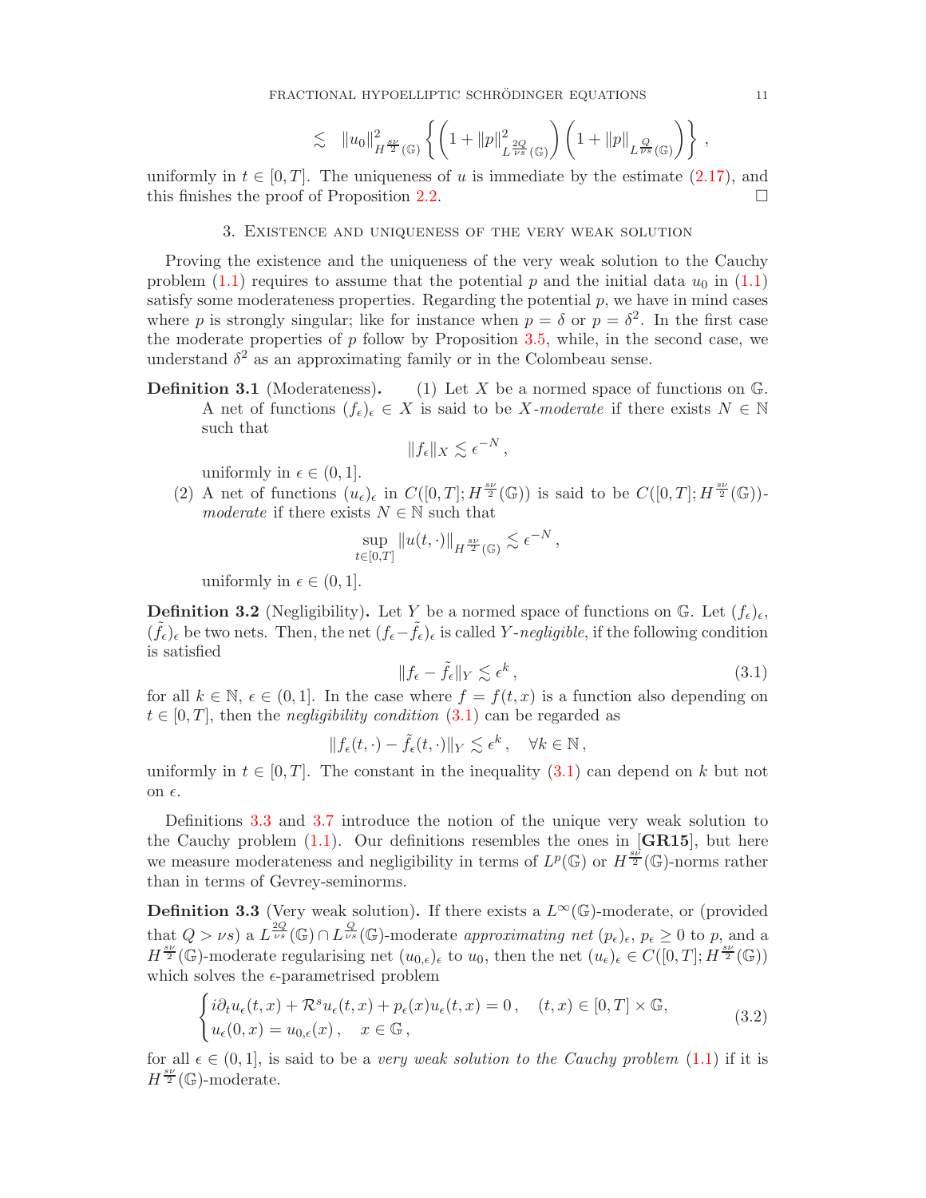$$\lesssim \|u_0\|^2_{H^{\frac{s\nu}{2}}(\mathbb{G})} \left\{ \left(1 + \|p\|^2_{L^{\frac{2Q}{\nu s}}(\mathbb{G})}\right) \left(1 + \|p\|_{L^{\frac{Q}{\nu s}}(\mathbb{G})}\right) \right\},$$

uniformly in $t \in [0, T]$. The uniqueness of $u$ is immediate by the estimate (2.17), and this finishes the proof of Proposition 2.2. □

## 3. Existence and uniqueness of the very weak solution

Proving the existence and the uniqueness of the very weak solution to the Cauchy problem (1.1) requires to assume that the potential $p$ and the initial data $u_0$ in (1.1) satisfy some moderateness properties. Regarding the potential $p$, we have in mind cases where $p$ is strongly singular; like for instance when $p = \delta$ or $p = \delta^2$. In the first case the moderate properties of $p$ follow by Proposition 3.5, while, in the second case, we understand $\delta^2$ as an approximating family or in the Colombeau sense.

**Definition 3.1** (Moderateness)**.**
1. Let $X$ be a normed space of functions on $\mathbb{G}$. A net of functions $(f_\epsilon)_\epsilon \in X$ is said to be *$X$-moderate* if there exists $N \in \mathbb{N}$ such that
$$\|f_\epsilon\|_X \lesssim \epsilon^{-N},$$
uniformly in $\epsilon \in (0, 1]$.
2. A net of functions $(u_\epsilon)_\epsilon$ in $C([0, T]; H^{\frac{s\nu}{2}}(\mathbb{G}))$ is said to be $C([0, T]; H^{\frac{s\nu}{2}}(\mathbb{G}))$-*moderate* if there exists $N \in \mathbb{N}$ such that
$$\sup_{t \in [0,T]} \|u(t, \cdot)\|_{H^{\frac{s\nu}{2}}(\mathbb{G})} \lesssim \epsilon^{-N},$$
uniformly in $\epsilon \in (0, 1]$.

**Definition 3.2** (Negligibility)**.** Let $Y$ be a normed space of functions on $\mathbb{G}$. Let $(f_\epsilon)_\epsilon$, $(\tilde{f}_\epsilon)_\epsilon$ be two nets. Then, the net $(f_\epsilon - \tilde{f}_\epsilon)_\epsilon$ is called *$Y$-negligible*, if the following condition is satisfied
$$\|f_\epsilon - \tilde{f}_\epsilon\|_Y \lesssim \epsilon^k, \tag{3.1}$$
for all $k \in \mathbb{N}$, $\epsilon \in (0, 1]$. In the case where $f = f(t, x)$ is a function also depending on $t \in [0, T]$, then the *negligibility condition* (3.1) can be regarded as
$$\|f_\epsilon(t, \cdot) - \tilde{f}_\epsilon(t, \cdot)\|_Y \lesssim \epsilon^k, \quad \forall k \in \mathbb{N},$$
uniformly in $t \in [0, T]$. The constant in the inequality (3.1) can depend on $k$ but not on $\epsilon$.

Definitions 3.3 and 3.7 introduce the notion of the unique very weak solution to the Cauchy problem (1.1). Our definitions resembles the ones in [**GR15**], but here we measure moderateness and negligibility in terms of $L^p(\mathbb{G})$ or $H^{\frac{s\nu}{2}}(\mathbb{G})$-norms rather than in terms of Gevrey-seminorms.

**Definition 3.3** (Very weak solution)**.** If there exists a $L^\infty(\mathbb{G})$-moderate, or (provided that $Q > \nu s$) a $L^{\frac{2Q}{\nu s}}(\mathbb{G}) \cap L^{\frac{Q}{\nu s}}(\mathbb{G})$-moderate *approximating net* $(p_\epsilon)_\epsilon$, $p_\epsilon \geq 0$ to $p$, and a $H^{\frac{s\nu}{2}}(\mathbb{G})$-moderate regularising net $(u_{0,\epsilon})_\epsilon$ to $u_0$, then the net $(u_\epsilon)_\epsilon \in C([0, T]; H^{\frac{s\nu}{2}}(\mathbb{G}))$ which solves the $\epsilon$-parametrised problem
$$\begin{cases} i\partial_t u_\epsilon(t, x) + \mathcal{R}^s u_\epsilon(t, x) + p_\epsilon(x) u_\epsilon(t, x) = 0, \quad (t, x) \in [0, T] \times \mathbb{G}, \\ u_\epsilon(0, x) = u_{0,\epsilon}(x), \quad x \in \mathbb{G}, \end{cases} \tag{3.2}$$
for all $\epsilon \in (0, 1]$, is said to be a *very weak solution to the Cauchy problem* (1.1) if it is $H^{\frac{s\nu}{2}}(\mathbb{G})$-moderate.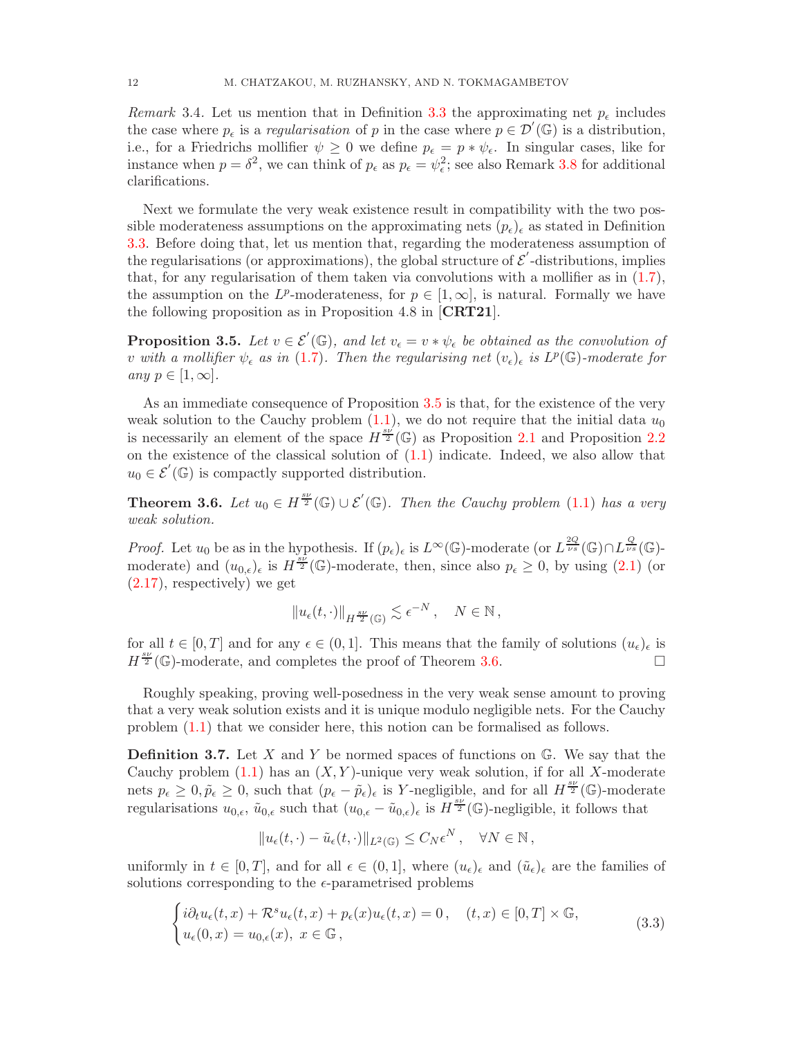*Remark* 3.4. Let us mention that in Definition 3.3 the approximating net $p_\epsilon$ includes the case where $p_\epsilon$ is a *regularisation* of $p$ in the case where $p \in \mathcal{D}'(\mathbb{G})$ is a distribution, i.e., for a Friedrichs mollifier $\psi \geq 0$ we define $p_\epsilon = p * \psi_\epsilon$. In singular cases, like for instance when $p = \delta^2$, we can think of $p_\epsilon$ as $p_\epsilon = \psi_\epsilon^2$; see also Remark 3.8 for additional clarifications.

Next we formulate the very weak existence result in compatibility with the two possible moderateness assumptions on the approximating nets $(p_\epsilon)_\epsilon$ as stated in Definition 3.3. Before doing that, let us mention that, regarding the moderateness assumption of the regularisations (or approximations), the global structure of $\mathcal{E}'$-distributions, implies that, for any regularisation of them taken via convolutions with a mollifier as in (1.7), the assumption on the $L^p$-moderateness, for $p \in [1, \infty]$, is natural. Formally we have the following proposition as in Proposition 4.8 in [**CRT21**].

**Proposition 3.5.** *Let $v \in \mathcal{E}'(\mathbb{G})$, and let $v_\epsilon = v * \psi_\epsilon$ be obtained as the convolution of $v$ with a mollifier $\psi_\epsilon$ as in (1.7). Then the regularising net $(v_\epsilon)_\epsilon$ is $L^p(\mathbb{G})$-moderate for any $p \in [1, \infty]$.*

As an immediate consequence of Proposition 3.5 is that, for the existence of the very weak solution to the Cauchy problem (1.1), we do not require that the initial data $u_0$ is necessarily an element of the space $H^{\frac{s\nu}{2}}(\mathbb{G})$ as Proposition 2.1 and Proposition 2.2 on the existence of the classical solution of (1.1) indicate. Indeed, we also allow that $u_0 \in \mathcal{E}'(\mathbb{G})$ is compactly supported distribution.

**Theorem 3.6.** *Let $u_0 \in H^{\frac{s\nu}{2}}(\mathbb{G}) \cup \mathcal{E}'(\mathbb{G})$. Then the Cauchy problem (1.1) has a very weak solution.*

*Proof.* Let $u_0$ be as in the hypothesis. If $(p_\epsilon)_\epsilon$ is $L^\infty(\mathbb{G})$-moderate (or $L^{\frac{2Q}{\nu s}}(\mathbb{G}) \cap L^{\frac{Q}{\nu s}}(\mathbb{G})$-moderate) and $(u_{0,\epsilon})_\epsilon$ is $H^{\frac{s\nu}{2}}(\mathbb{G})$-moderate, then, since also $p_\epsilon \geq 0$, by using (2.1) (or (2.17), respectively) we get

$$\|u_\epsilon(t, \cdot)\|_{H^{\frac{s\nu}{2}}(\mathbb{G})} \lesssim \epsilon^{-N}, \quad N \in \mathbb{N},$$

for all $t \in [0, T]$ and for any $\epsilon \in (0, 1]$. This means that the family of solutions $(u_\epsilon)_\epsilon$ is $H^{\frac{s\nu}{2}}(\mathbb{G})$-moderate, and completes the proof of Theorem 3.6. $\square$

Roughly speaking, proving well-posedness in the very weak sense amount to proving that a very weak solution exists and it is unique modulo negligible nets. For the Cauchy problem (1.1) that we consider here, this notion can be formalised as follows.

**Definition 3.7.** Let $X$ and $Y$ be normed spaces of functions on $\mathbb{G}$. We say that the Cauchy problem (1.1) has an $(X, Y)$-unique very weak solution, if for all $X$-moderate nets $p_\epsilon \geq 0, \tilde{p}_\epsilon \geq 0$, such that $(p_\epsilon - \tilde{p}_\epsilon)_\epsilon$ is $Y$-negligible, and for all $H^{\frac{s\nu}{2}}(\mathbb{G})$-moderate regularisations $u_{0,\epsilon}$, $\tilde{u}_{0,\epsilon}$ such that $(u_{0,\epsilon} - \tilde{u}_{0,\epsilon})_\epsilon$ is $H^{\frac{s\nu}{2}}(\mathbb{G})$-negligible, it follows that

$$\|u_\epsilon(t, \cdot) - \tilde{u}_\epsilon(t, \cdot)\|_{L^2(\mathbb{G})} \leq C_N \epsilon^N, \quad \forall N \in \mathbb{N},$$

uniformly in $t \in [0, T]$, and for all $\epsilon \in (0, 1]$, where $(u_\epsilon)_\epsilon$ and $(\tilde{u}_\epsilon)_\epsilon$ are the families of solutions corresponding to the $\epsilon$-parametrised problems

$$\begin{cases} i\partial_t u_\epsilon(t, x) + \mathcal{R}^s u_\epsilon(t, x) + p_\epsilon(x) u_\epsilon(t, x) = 0, & (t, x) \in [0, T] \times \mathbb{G}, \\ u_\epsilon(0, x) = u_{0,\epsilon}(x), \ x \in \mathbb{G}, \end{cases} \tag{3.3}$$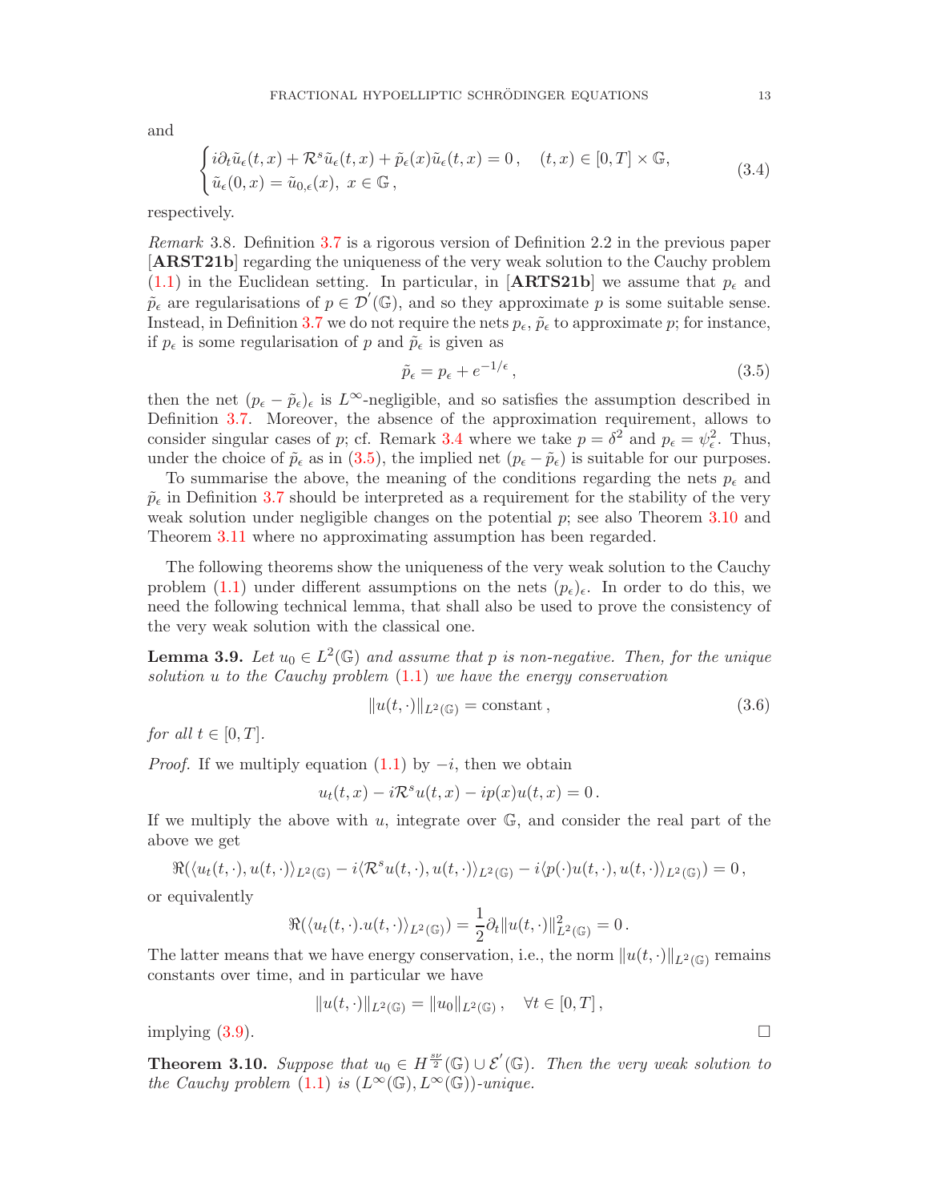and

$$
\begin{cases} i\partial_t \tilde{u}_\epsilon(t,x) + \mathcal{R}^s \tilde{u}_\epsilon(t,x) + \tilde{p}_\epsilon(x)\tilde{u}_\epsilon(t,x) = 0\,, \quad (t,x) \in [0,T] \times \mathbb{G}, \\ \tilde{u}_\epsilon(0,x) = \tilde{u}_{0,\epsilon}(x),\ x \in \mathbb{G}\,, \end{cases} \tag{3.4}
$$

respectively.

*Remark* 3.8. Definition 3.7 is a rigorous version of Definition 2.2 in the previous paper [**ARST21b**] regarding the uniqueness of the very weak solution to the Cauchy problem (1.1) in the Euclidean setting. In particular, in [**ARTS21b**] we assume that $p_\epsilon$ and $\tilde{p}_\epsilon$ are regularisations of $p \in \mathcal{D}'(\mathbb{G})$, and so they approximate $p$ is some suitable sense. Instead, in Definition 3.7 we do not require the nets $p_\epsilon$, $\tilde{p}_\epsilon$ to approximate $p$; for instance, if $p_\epsilon$ is some regularisation of $p$ and $\tilde{p}_\epsilon$ is given as

$$
\tilde{p}_\epsilon = p_\epsilon + e^{-1/\epsilon}\,, \tag{3.5}
$$

then the net $(p_\epsilon - \tilde{p}_\epsilon)_\epsilon$ is $L^\infty$-negligible, and so satisfies the assumption described in Definition 3.7. Moreover, the absence of the approximation requirement, allows to consider singular cases of $p$; cf. Remark 3.4 where we take $p = \delta^2$ and $p_\epsilon = \psi_\epsilon^2$. Thus, under the choice of $\tilde{p}_\epsilon$ as in (3.5), the implied net $(p_\epsilon - \tilde{p}_\epsilon)$ is suitable for our purposes.

To summarise the above, the meaning of the conditions regarding the nets $p_\epsilon$ and $\tilde{p}_\epsilon$ in Definition 3.7 should be interpreted as a requirement for the stability of the very weak solution under negligible changes on the potential $p$; see also Theorem 3.10 and Theorem 3.11 where no approximating assumption has been regarded.

The following theorems show the uniqueness of the very weak solution to the Cauchy problem (1.1) under different assumptions on the nets $(p_\epsilon)_\epsilon$. In order to do this, we need the following technical lemma, that shall also be used to prove the consistency of the very weak solution with the classical one.

**Lemma 3.9.** *Let $u_0 \in L^2(\mathbb{G})$ and assume that $p$ is non-negative. Then, for the unique solution $u$ to the Cauchy problem (1.1) we have the energy conservation*

$$
\|u(t,\cdot)\|_{L^2(\mathbb{G})} = \text{constant}\,, \tag{3.6}
$$

*for all $t \in [0,T]$.*

*Proof.* If we multiply equation (1.1) by $-i$, then we obtain

$$
u_t(t,x) - i\mathcal{R}^s u(t,x) - ip(x)u(t,x) = 0\,.
$$

If we multiply the above with $u$, integrate over $\mathbb{G}$, and consider the real part of the above we get

$$
\Re(\langle u_t(t,\cdot), u(t,\cdot)\rangle_{L^2(\mathbb{G})} - i\langle \mathcal{R}^s u(t,\cdot), u(t,\cdot)\rangle_{L^2(\mathbb{G})} - i\langle p(\cdot)u(t,\cdot), u(t,\cdot)\rangle_{L^2(\mathbb{G})}) = 0\,,
$$

or equivalently

$$
\Re(\langle u_t(t,\cdot).u(t,\cdot)\rangle_{L^2(\mathbb{G})}) = \frac{1}{2}\partial_t \|u(t,\cdot)\|^2_{L^2(\mathbb{G})} = 0\,.
$$

The latter means that we have energy conservation, i.e., the norm $\|u(t,\cdot)\|_{L^2(\mathbb{G})}$ remains constants over time, and in particular we have

$$
\|u(t,\cdot)\|_{L^2(\mathbb{G})} = \|u_0\|_{L^2(\mathbb{G})}\,, \quad \forall t \in [0,T]\,,
$$

implying (3.9). □

**Theorem 3.10.** *Suppose that $u_0 \in H^{\frac{s\nu}{2}}(\mathbb{G}) \cup \mathcal{E}'(\mathbb{G})$. Then the very weak solution to the Cauchy problem (1.1) is $(L^\infty(\mathbb{G}), L^\infty(\mathbb{G}))$-unique.*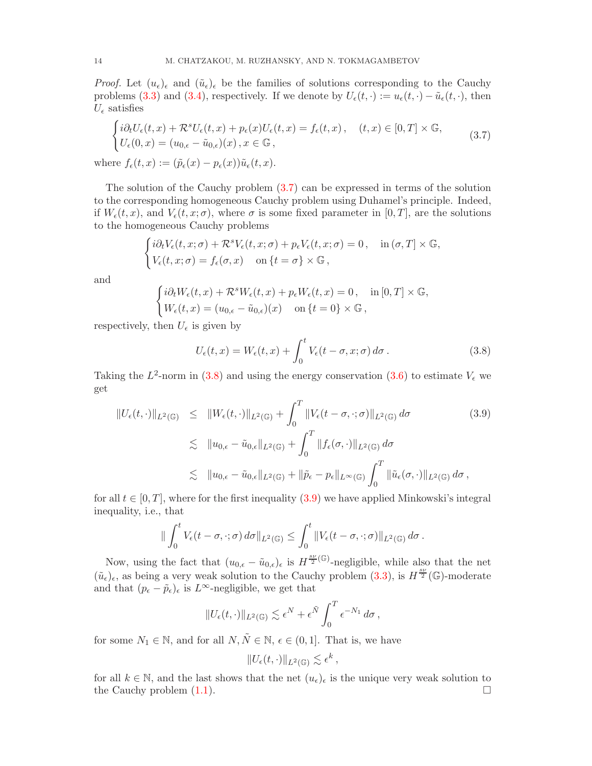*Proof.* Let $(u_\epsilon)_\epsilon$ and $(\tilde{u}_\epsilon)_\epsilon$ be the families of solutions corresponding to the Cauchy problems (3.3) and (3.4), respectively. If we denote by $U_\epsilon(t,\cdot) := u_\epsilon(t,\cdot) - \tilde{u}_\epsilon(t,\cdot)$, then $U_\epsilon$ satisfies

$$\begin{cases} i\partial_t U_\epsilon(t,x) + \mathcal{R}^s U_\epsilon(t,x) + p_\epsilon(x) U_\epsilon(t,x) = f_\epsilon(t,x)\,, \quad (t,x) \in [0,T] \times \mathbb{G}, \\ U_\epsilon(0,x) = (u_{0,\epsilon} - \tilde{u}_{0,\epsilon})(x)\,, x \in \mathbb{G}\,, \end{cases} \tag{3.7}$$

where $f_\epsilon(t,x) := (\tilde{p}_\epsilon(x) - p_\epsilon(x))\tilde{u}_\epsilon(t,x)$.

The solution of the Cauchy problem (3.7) can be expressed in terms of the solution to the corresponding homogeneous Cauchy problem using Duhamel's principle. Indeed, if $W_\epsilon(t,x)$, and $V_\epsilon(t,x;\sigma)$, where $\sigma$ is some fixed parameter in $[0,T]$, are the solutions to the homogeneous Cauchy problems

$$\begin{cases} i\partial_t V_\epsilon(t,x;\sigma) + \mathcal{R}^s V_\epsilon(t,x;\sigma) + p_\epsilon V_\epsilon(t,x;\sigma) = 0\,, \quad \text{in } (\sigma,T] \times \mathbb{G}, \\ V_\epsilon(t,x;\sigma) = f_\epsilon(\sigma,x) \quad \text{on } \{t=\sigma\} \times \mathbb{G}\,, \end{cases}$$

and

$$\begin{cases} i\partial_t W_\epsilon(t,x) + \mathcal{R}^s W_\epsilon(t,x) + p_\epsilon W_\epsilon(t,x) = 0\,, \quad \text{in } [0,T] \times \mathbb{G}, \\ W_\epsilon(t,x) = (u_{0,\epsilon} - \tilde{u}_{0,\epsilon})(x) \quad \text{on } \{t=0\} \times \mathbb{G}\,, \end{cases}$$

respectively, then $U_\epsilon$ is given by

$$U_\epsilon(t,x) = W_\epsilon(t,x) + \int_0^t V_\epsilon(t-\sigma,x;\sigma)\,d\sigma\,. \tag{3.8}$$

Taking the $L^2$-norm in (3.8) and using the energy conservation (3.6) to estimate $V_\epsilon$ we get

$$\begin{aligned} \|U_\epsilon(t,\cdot)\|_{L^2(\mathbb{G})} &\leq \|W_\epsilon(t,\cdot)\|_{L^2(\mathbb{G})} + \int_0^T \|V_\epsilon(t-\sigma,\cdot;\sigma)\|_{L^2(\mathbb{G})}\,d\sigma \\ &\lesssim \|u_{0,\epsilon} - \tilde{u}_{0,\epsilon}\|_{L^2(\mathbb{G})} + \int_0^T \|f_\epsilon(\sigma,\cdot)\|_{L^2(\mathbb{G})}\,d\sigma \\ &\lesssim \|u_{0,\epsilon} - \tilde{u}_{0,\epsilon}\|_{L^2(\mathbb{G})} + \|\tilde{p}_\epsilon - p_\epsilon\|_{L^\infty(\mathbb{G})} \int_0^T \|\tilde{u}_\epsilon(\sigma,\cdot)\|_{L^2(\mathbb{G})}\,d\sigma\,, \end{aligned} \tag{3.9}$$

for all $t \in [0,T]$, where for the first inequality (3.9) we have applied Minkowski's integral inequality, i.e., that

$$\|\int_0^t V_\epsilon(t-\sigma,\cdot;\sigma)\,d\sigma\|_{L^2(\mathbb{G})} \leq \int_0^t \|V_\epsilon(t-\sigma,\cdot;\sigma)\|_{L^2(\mathbb{G})}\,d\sigma\,.$$

Now, using the fact that $(u_{0,\epsilon} - \tilde{u}_{0,\epsilon})_\epsilon$ is $H^{\frac{s\nu}{2}(\mathbb{G})}$-negligible, while also that the net $(\tilde{u}_\epsilon)_\epsilon$, as being a very weak solution to the Cauchy problem (3.3), is $H^{\frac{s\nu}{2}}(\mathbb{G})$-moderate and that $(p_\epsilon - \tilde{p}_\epsilon)_\epsilon$ is $L^\infty$-negligible, we get that

$$\|U_\epsilon(t,\cdot)\|_{L^2(\mathbb{G})} \lesssim \epsilon^N + \epsilon^{\tilde{N}} \int_0^T \epsilon^{-N_1}\,d\sigma\,,$$

for some $N_1 \in \mathbb{N}$, and for all $N, \tilde{N} \in \mathbb{N}$, $\epsilon \in (0,1]$. That is, we have

$$\|U_\epsilon(t,\cdot)\|_{L^2(\mathbb{G})} \lesssim \epsilon^k\,,$$

for all $k \in \mathbb{N}$, and the last shows that the net $(u_\epsilon)_\epsilon$ is the unique very weak solution to the Cauchy problem (1.1). $\square$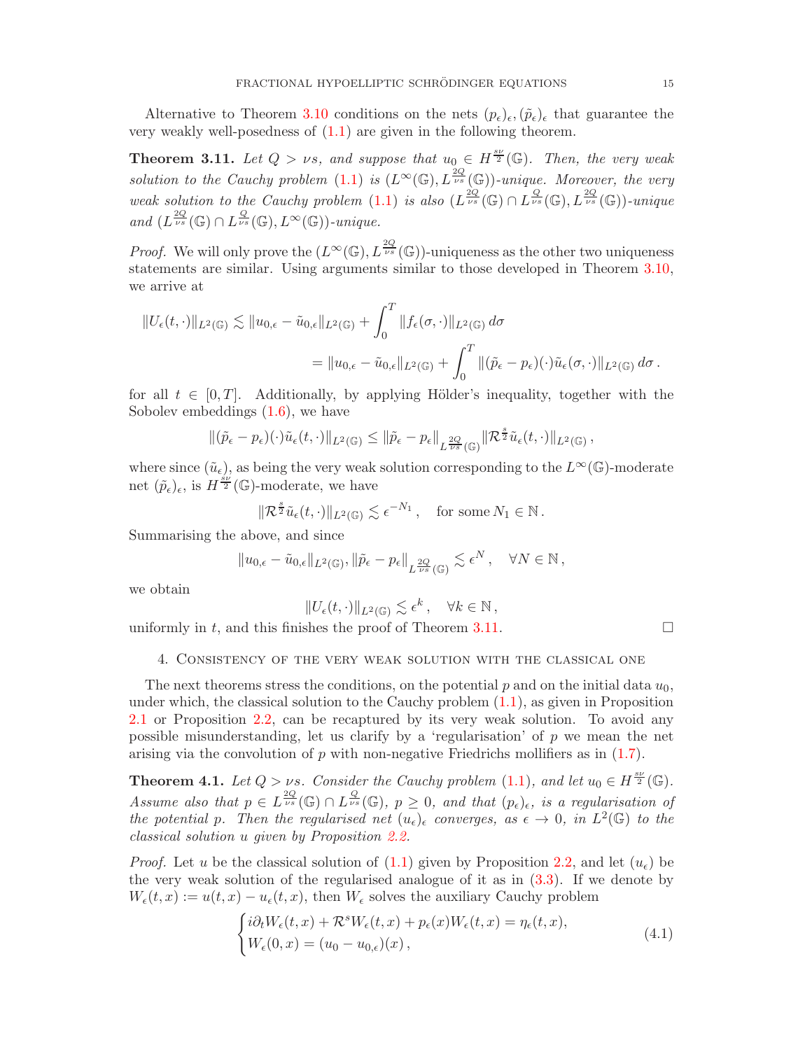Alternative to Theorem 3.10 conditions on the nets $(p_\epsilon)_\epsilon, (\tilde{p}_\epsilon)_\epsilon$ that guarantee the very weakly well-posedness of (1.1) are given in the following theorem.

**Theorem 3.11.** *Let $Q > \nu s$, and suppose that $u_0 \in H^{\frac{s\nu}{2}}(\mathbb{G})$. Then, the very weak solution to the Cauchy problem (1.1) is $(L^\infty(\mathbb{G}), L^{\frac{2Q}{\nu s}}(\mathbb{G}))$-unique. Moreover, the very weak solution to the Cauchy problem (1.1) is also $(L^{\frac{2Q}{\nu s}}(\mathbb{G}) \cap L^{\frac{Q}{\nu s}}(\mathbb{G}), L^{\frac{2Q}{\nu s}}(\mathbb{G}))$-unique and $(L^{\frac{2Q}{\nu s}}(\mathbb{G}) \cap L^{\frac{Q}{\nu s}}(\mathbb{G}), L^\infty(\mathbb{G}))$-unique.*

*Proof.* We will only prove the $(L^\infty(\mathbb{G}), L^{\frac{2Q}{\nu s}}(\mathbb{G}))$-uniqueness as the other two uniqueness statements are similar. Using arguments similar to those developed in Theorem 3.10, we arrive at

$$
\begin{aligned}
\|U_\epsilon(t,\cdot)\|_{L^2(\mathbb{G})} &\lesssim \|u_{0,\epsilon} - \tilde{u}_{0,\epsilon}\|_{L^2(\mathbb{G})} + \int_0^T \|f_\epsilon(\sigma,\cdot)\|_{L^2(\mathbb{G})}\, d\sigma \\
&= \|u_{0,\epsilon} - \tilde{u}_{0,\epsilon}\|_{L^2(\mathbb{G})} + \int_0^T \|(\tilde{p}_\epsilon - p_\epsilon)(\cdot)\tilde{u}_\epsilon(\sigma,\cdot)\|_{L^2(\mathbb{G})}\, d\sigma\,.
\end{aligned}
$$

for all $t \in [0,T]$. Additionally, by applying Hölder's inequality, together with the Sobolev embeddings (1.6), we have

$$
\|(\tilde{p}_\epsilon - p_\epsilon)(\cdot)\tilde{u}_\epsilon(t,\cdot)\|_{L^2(\mathbb{G})} \le \|\tilde{p}_\epsilon - p_\epsilon\|_{L^{\frac{2Q}{\nu s}}(\mathbb{G})} \|\mathcal{R}^{\frac{s}{2}}\tilde{u}_\epsilon(t,\cdot)\|_{L^2(\mathbb{G})}\,,
$$

where since $(\tilde{u}_\epsilon)$, as being the very weak solution corresponding to the $L^\infty(\mathbb{G})$-moderate net $(\tilde{p}_\epsilon)_\epsilon$, is $H^{\frac{s\nu}{2}}(\mathbb{G})$-moderate, we have

$$
\|\mathcal{R}^{\frac{s}{2}}\tilde{u}_\epsilon(t,\cdot)\|_{L^2(\mathbb{G})} \lesssim \epsilon^{-N_1}\,, \quad \text{for some } N_1 \in \mathbb{N}\,.
$$

Summarising the above, and since

$$
\|u_{0,\epsilon} - \tilde{u}_{0,\epsilon}\|_{L^2(\mathbb{G})}, \|\tilde{p}_\epsilon - p_\epsilon\|_{L^{\frac{2Q}{\nu s}}(\mathbb{G})} \lesssim \epsilon^N\,, \quad \forall N \in \mathbb{N}\,,
$$

we obtain

$$
\|U_\epsilon(t,\cdot)\|_{L^2(\mathbb{G})} \lesssim \epsilon^k\,, \quad \forall k \in \mathbb{N}\,,
$$

uniformly in $t$, and this finishes the proof of Theorem 3.11. ∎

## 4. Consistency of the very weak solution with the classical one

The next theorems stress the conditions, on the potential $p$ and on the initial data $u_0$, under which, the classical solution to the Cauchy problem (1.1), as given in Proposition 2.1 or Proposition 2.2, can be recaptured by its very weak solution. To avoid any possible misunderstanding, let us clarify by a 'regularisation' of $p$ we mean the net arising via the convolution of $p$ with non-negative Friedrichs mollifiers as in (1.7).

**Theorem 4.1.** *Let $Q > \nu s$. Consider the Cauchy problem (1.1), and let $u_0 \in H^{\frac{s\nu}{2}}(\mathbb{G})$. Assume also that $p \in L^{\frac{2Q}{\nu s}}(\mathbb{G}) \cap L^{\frac{Q}{\nu s}}(\mathbb{G})$, $p \ge 0$, and that $(p_\epsilon)_\epsilon$, is a regularisation of the potential $p$. Then the regularised net $(u_\epsilon)_\epsilon$ converges, as $\epsilon \to 0$, in $L^2(\mathbb{G})$ to the classical solution $u$ given by Proposition 2.2.*

*Proof.* Let $u$ be the classical solution of (1.1) given by Proposition 2.2, and let $(u_\epsilon)$ be the very weak solution of the regularised analogue of it as in (3.3). If we denote by $W_\epsilon(t,x) := u(t,x) - u_\epsilon(t,x)$, then $W_\epsilon$ solves the auxiliary Cauchy problem

$$
\begin{cases}
i\partial_t W_\epsilon(t,x) + \mathcal{R}^s W_\epsilon(t,x) + p_\epsilon(x) W_\epsilon(t,x) = \eta_\epsilon(t,x), \\
W_\epsilon(0,x) = (u_0 - u_{0,\epsilon})(x)\,,
\end{cases}
\tag{4.1}
$$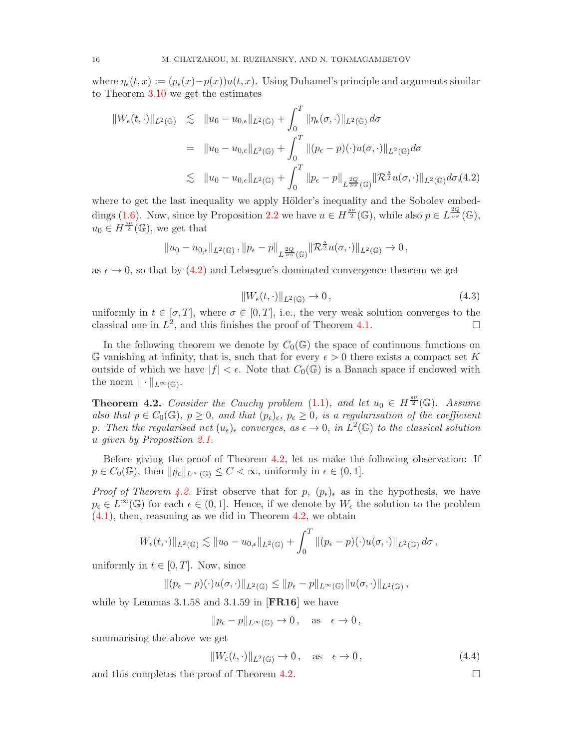where $\eta_\epsilon(t,x) := (p_\epsilon(x)-p(x))u(t,x)$. Using Duhamel's principle and arguments similar to Theorem 3.10 we get the estimates

$$
\begin{aligned}
\|W_\epsilon(t,\cdot)\|_{L^2(\mathbb{G})} &\lesssim \|u_0-u_{0,\epsilon}\|_{L^2(\mathbb{G})} + \int_0^T \|\eta_\epsilon(\sigma,\cdot)\|_{L^2(\mathbb{G})}\,d\sigma \\
&= \|u_0-u_{0,\epsilon}\|_{L^2(\mathbb{G})} + \int_0^T \|(p_\epsilon-p)(\cdot)u(\sigma,\cdot)\|_{L^2(\mathbb{G})}d\sigma \\
&\lesssim \|u_0-u_{0,\epsilon}\|_{L^2(\mathbb{G})} + \int_0^T \|p_\epsilon-p\|_{L^{\frac{2Q}{\nu s}}(\mathbb{G})}\|\mathcal{R}^{\frac{s}{2}}u(\sigma,\cdot)\|_{L^2(\mathbb{G})}d\sigma, \qquad (4.2)
\end{aligned}
$$

where to get the last inequality we apply Hölder's inequality and the Sobolev embeddings (1.6). Now, since by Proposition 2.2 we have $u \in H^{\frac{s\nu}{2}}(\mathbb{G})$, while also $p \in L^{\frac{2Q}{\nu s}}(\mathbb{G})$, $u_0 \in H^{\frac{s\nu}{2}}(\mathbb{G})$, we get that

$$
\|u_0-u_{0,\epsilon}\|_{L^2(\mathbb{G})}\,, \|p_\epsilon-p\|_{L^{\frac{2Q}{\nu s}}(\mathbb{G})}\|\mathcal{R}^{\frac{s}{2}}u(\sigma,\cdot)\|_{L^2(\mathbb{G})} \to 0\,,
$$

as $\epsilon \to 0$, so that by (4.2) and Lebesgue's dominated convergence theorem we get

$$
\|W_\epsilon(t,\cdot)\|_{L^2(\mathbb{G})} \to 0\,, \tag{4.3}
$$

uniformly in $t \in [\sigma, T]$, where $\sigma \in [0,T]$, i.e., the very weak solution converges to the classical one in $L^2$, and this finishes the proof of Theorem 4.1. □

In the following theorem we denote by $C_0(\mathbb{G})$ the space of continuous functions on $\mathbb{G}$ vanishing at infinity, that is, such that for every $\epsilon > 0$ there exists a compact set $K$ outside of which we have $|f| < \epsilon$. Note that $C_0(\mathbb{G})$ is a Banach space if endowed with the norm $\|\cdot\|_{L^\infty(\mathbb{G})}$.

**Theorem 4.2.** *Consider the Cauchy problem (1.1), and let $u_0 \in H^{\frac{s\nu}{2}}(\mathbb{G})$. Assume also that $p \in C_0(\mathbb{G})$, $p \geq 0$, and that $(p_\epsilon)_\epsilon$, $p_\epsilon \geq 0$, is a regularisation of the coefficient $p$. Then the regularised net $(u_\epsilon)_\epsilon$ converges, as $\epsilon \to 0$, in $L^2(\mathbb{G})$ to the classical solution $u$ given by Proposition 2.1.*

Before giving the proof of Theorem 4.2, let us make the following observation: If $p \in C_0(\mathbb{G})$, then $\|p_\epsilon\|_{L^\infty(\mathbb{G})} \leq C < \infty$, uniformly in $\epsilon \in (0,1]$.

*Proof of Theorem 4.2.* First observe that for $p$, $(p_\epsilon)_\epsilon$ as in the hypothesis, we have $p_\epsilon \in L^\infty(\mathbb{G})$ for each $\epsilon \in (0,1]$. Hence, if we denote by $W_\epsilon$ the solution to the problem (4.1), then, reasoning as we did in Theorem 4.2, we obtain

$$
\|W_\epsilon(t,\cdot)\|_{L^2(\mathbb{G})} \lesssim \|u_0-u_{0,\epsilon}\|_{L^2(\mathbb{G})} + \int_0^T \|(p_\epsilon-p)(\cdot)u(\sigma,\cdot)\|_{L^2(\mathbb{G})}\,d\sigma\,,
$$

uniformly in $t \in [0,T]$. Now, since

$$
\|(p_\epsilon-p)(\cdot)u(\sigma,\cdot)\|_{L^2(\mathbb{G})} \leq \|p_\epsilon-p\|_{L^\infty(\mathbb{G})}\|u(\sigma,\cdot)\|_{L^2(\mathbb{G})}\,,
$$

while by Lemmas 3.1.58 and 3.1.59 in [**FR16**] we have

$$
\|p_\epsilon-p\|_{L^\infty(\mathbb{G})} \to 0\,, \quad \text{as} \quad \epsilon \to 0\,,
$$

summarising the above we get

$$
\|W_\epsilon(t,\cdot)\|_{L^2(\mathbb{G})} \to 0\,, \quad \text{as} \quad \epsilon \to 0\,, \tag{4.4}
$$

and this completes the proof of Theorem 4.2. □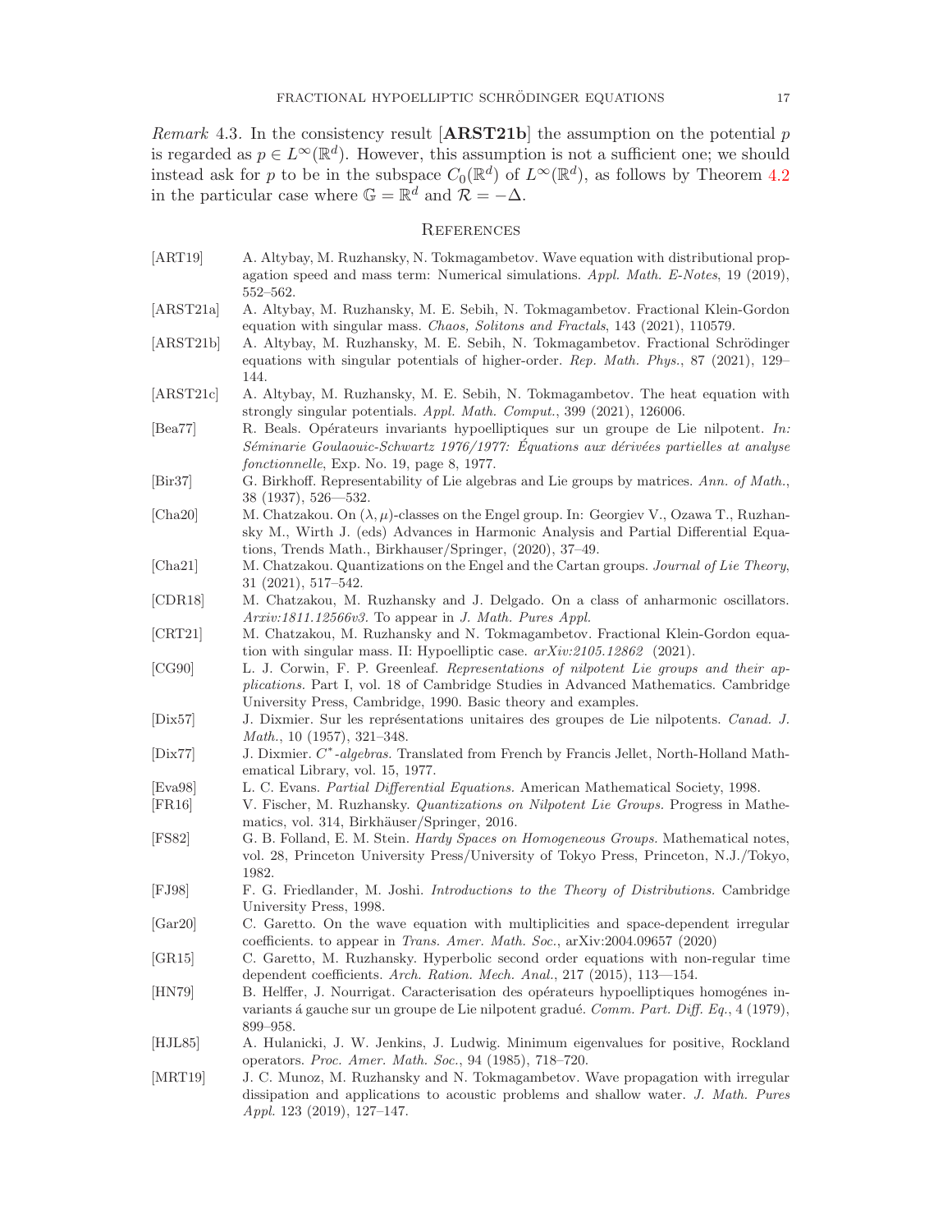*Remark* 4.3. In the consistency result [**ARST21b**] the assumption on the potential $p$ is regarded as $p \in L^\infty(\mathbb{R}^d)$. However, this assumption is not a sufficient one; we should instead ask for $p$ to be in the subspace $C_0(\mathbb{R}^d)$ of $L^\infty(\mathbb{R}^d)$, as follows by Theorem 4.2 in the particular case where $\mathbb{G} = \mathbb{R}^d$ and $\mathcal{R} = -\Delta$.

## References

- [ART19] A. Altybay, M. Ruzhansky, N. Tokmagambetov. Wave equation with distributional propagation speed and mass term: Numerical simulations. *Appl. Math. E-Notes*, 19 (2019), 552–562.
- [ARST21a] A. Altybay, M. Ruzhansky, M. E. Sebih, N. Tokmagambetov. Fractional Klein-Gordon equation with singular mass. *Chaos, Solitons and Fractals*, 143 (2021), 110579.
- [ARST21b] A. Altybay, M. Ruzhansky, M. E. Sebih, N. Tokmagambetov. Fractional Schrödinger equations with singular potentials of higher-order. *Rep. Math. Phys.*, 87 (2021), 129–144.
- [ARST21c] A. Altybay, M. Ruzhansky, M. E. Sebih, N. Tokmagambetov. The heat equation with strongly singular potentials. *Appl. Math. Comput.*, 399 (2021), 126006.
- [Bea77] R. Beals. Opérateurs invariants hypoelliptiques sur un groupe de Lie nilpotent. *In: Séminarie Goulaouic-Schwartz 1976/1977: Équations aux dérivées partielles at analyse fonctionnelle*, Exp. No. 19, page 8, 1977.
- [Bir37] G. Birkhoff. Representability of Lie algebras and Lie groups by matrices. *Ann. of Math.*, 38 (1937), 526—532.
- [Cha20] M. Chatzakou. On $(\lambda, \mu)$-classes on the Engel group. In: Georgiev V., Ozawa T., Ruzhansky M., Wirth J. (eds) Advances in Harmonic Analysis and Partial Differential Equations, Trends Math., Birkhauser/Springer, (2020), 37–49.
- [Cha21] M. Chatzakou. Quantizations on the Engel and the Cartan groups. *Journal of Lie Theory*, 31 (2021), 517–542.
- [CDR18] M. Chatzakou, M. Ruzhansky and J. Delgado. On a class of anharmonic oscillators. *Arxiv:1811.12566v3*. To appear in *J. Math. Pures Appl.*
- [CRT21] M. Chatzakou, M. Ruzhansky and N. Tokmagambetov. Fractional Klein-Gordon equation with singular mass. II: Hypoelliptic case. *arXiv:2105.12862* (2021).
- [CG90] L. J. Corwin, F. P. Greenleaf. *Representations of nilpotent Lie groups and their applications.* Part I, vol. 18 of Cambridge Studies in Advanced Mathematics. Cambridge University Press, Cambridge, 1990. Basic theory and examples.
- [Dix57] J. Dixmier. Sur les représentations unitaires des groupes de Lie nilpotents. *Canad. J. Math.*, 10 (1957), 321–348.
- [Dix77] J. Dixmier. *$C^*$-algebras.* Translated from French by Francis Jellet, North-Holland Mathematical Library, vol. 15, 1977.
- [Eva98] L. C. Evans. *Partial Differential Equations.* American Mathematical Society, 1998.
- [FR16] V. Fischer, M. Ruzhansky. *Quantizations on Nilpotent Lie Groups.* Progress in Mathematics, vol. 314, Birkhäuser/Springer, 2016.
- [FS82] G. B. Folland, E. M. Stein. *Hardy Spaces on Homogeneous Groups.* Mathematical notes, vol. 28, Princeton University Press/University of Tokyo Press, Princeton, N.J./Tokyo, 1982.
- [FJ98] F. G. Friedlander, M. Joshi. *Introductions to the Theory of Distributions.* Cambridge University Press, 1998.
- [Gar20] C. Garetto. On the wave equation with multiplicities and space-dependent irregular coefficients. to appear in *Trans. Amer. Math. Soc.*, arXiv:2004.09657 (2020)
- [GR15] C. Garetto, M. Ruzhansky. Hyperbolic second order equations with non-regular time dependent coefficients. *Arch. Ration. Mech. Anal.*, 217 (2015), 113—154.
- [HN79] B. Helffer, J. Nourrigat. Caracterisation des opérateurs hypoelliptiques homogénes invariants á gauche sur un groupe de Lie nilpotent gradué. *Comm. Part. Diff. Eq.*, 4 (1979), 899–958.
- [HJL85] A. Hulanicki, J. W. Jenkins, J. Ludwig. Minimum eigenvalues for positive, Rockland operators. *Proc. Amer. Math. Soc.*, 94 (1985), 718–720.
- [MRT19] J. C. Munoz, M. Ruzhansky and N. Tokmagambetov. Wave propagation with irregular dissipation and applications to acoustic problems and shallow water. *J. Math. Pures Appl.* 123 (2019), 127–147.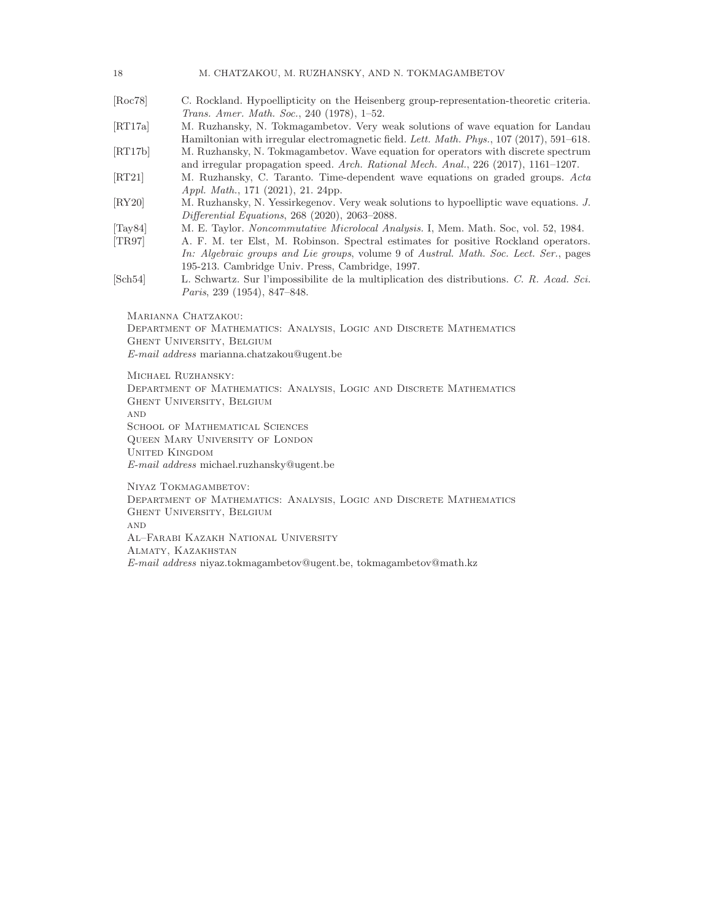[Roc78] C. Rockland. Hypoellipticity on the Heisenberg group-representation-theoretic criteria. *Trans. Amer. Math. Soc.*, 240 (1978), 1–52.

[RT17a] M. Ruzhansky, N. Tokmagambetov. Very weak solutions of wave equation for Landau Hamiltonian with irregular electromagnetic field. *Lett. Math. Phys.*, 107 (2017), 591–618.

[RT17b] M. Ruzhansky, N. Tokmagambetov. Wave equation for operators with discrete spectrum and irregular propagation speed. *Arch. Rational Mech. Anal.*, 226 (2017), 1161–1207.

[RT21] M. Ruzhansky, C. Taranto. Time-dependent wave equations on graded groups. *Acta Appl. Math.*, 171 (2021), 21. 24pp.

[RY20] M. Ruzhansky, N. Yessirkegenov. Very weak solutions to hypoelliptic wave equations. *J. Differential Equations*, 268 (2020), 2063–2088.

[Tay84] M. E. Taylor. *Noncommutative Microlocal Analysis.* I, Mem. Math. Soc, vol. 52, 1984.

[TR97] A. F. M. ter Elst, M. Robinson. Spectral estimates for positive Rockland operators. *In: Algebraic groups and Lie groups*, volume 9 of *Austral. Math. Soc. Lect. Ser.*, pages 195-213. Cambridge Univ. Press, Cambridge, 1997.

[Sch54] L. Schwartz. Sur l'impossibilite de la multiplication des distributions. *C. R. Acad. Sci. Paris*, 239 (1954), 847–848.

Marianna Chatzakou:
Department of Mathematics: Analysis, Logic and Discrete Mathematics
Ghent University, Belgium
*E-mail address* marianna.chatzakou@ugent.be

Michael Ruzhansky:
Department of Mathematics: Analysis, Logic and Discrete Mathematics
Ghent University, Belgium
and
School of Mathematical Sciences
Queen Mary University of London
United Kingdom
*E-mail address* michael.ruzhansky@ugent.be

Niyaz Tokmagambetov:
Department of Mathematics: Analysis, Logic and Discrete Mathematics
Ghent University, Belgium
and
Al–Farabi Kazakh National University
Almaty, Kazakhstan
*E-mail address* niyaz.tokmagambetov@ugent.be, tokmagambetov@math.kz